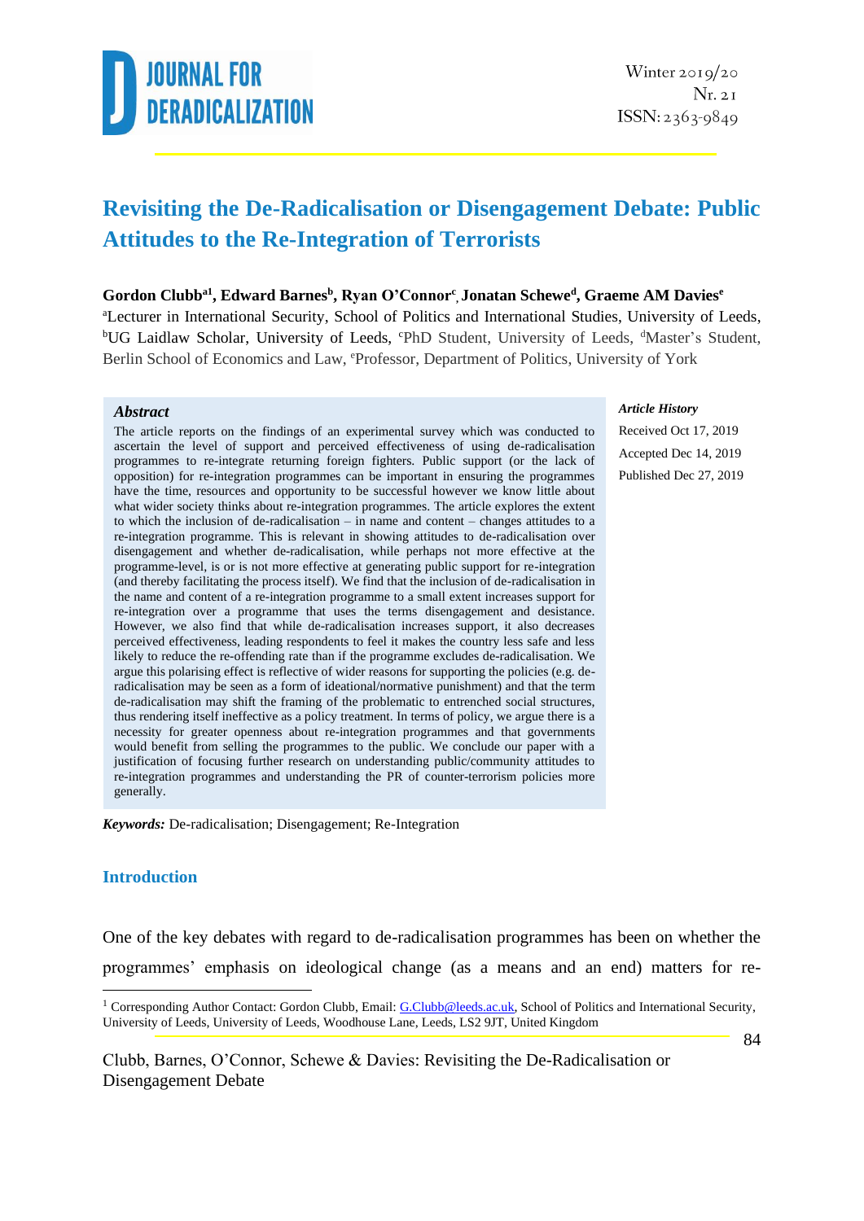# Revisiting the De-Radicalisation or Disengagement Debate: Public Attitudes to the Re-Integration of Terrorists

**Gordon Clubb[a1], Edward Barnes[b], Ryan O'Connor[c], Jonatan Schewe[d], Graeme AM Davies[e]**

[a]Lecturer in International Security, School of Politics and International Studies, University of Leeds, [b]UG Laidlaw Scholar, University of Leeds, [c]PhD Student, University of Leeds, [d]Master's Student, Berlin School of Economics and Law, [e]Professor, Department of Politics, University of York

### Abstract

The article reports on the findings of an experimental survey which was conducted to ascertain the level of support and perceived effectiveness of using de-radicalisation programmes to re-integrate returning foreign fighters. Public support (or the lack of opposition) for re-integration programmes can be important in ensuring the programmes have the time, resources and opportunity to be successful however we know little about what wider society thinks about re-integration programmes. The article explores the extent to which the inclusion of de-radicalisation – in name and content – changes attitudes to a re-integration programme. This is relevant in showing attitudes to de-radicalisation over disengagement and whether de-radicalisation, while perhaps not more effective at the programme-level, is or is not more effective at generating public support for re-integration (and thereby facilitating the process itself). We find that the inclusion of de-radicalisation in the name and content of a re-integration programme to a small extent increases support for re-integration over a programme that uses the terms disengagement and desistance. However, we also find that while de-radicalisation increases support, it also decreases perceived effectiveness, leading respondents to feel it makes the country less safe and less likely to reduce the re-offending rate than if the programme excludes de-radicalisation. We argue this polarising effect is reflective of wider reasons for supporting the policies (e.g. de-radicalisation may be seen as a form of ideational/normative punishment) and that the term de-radicalisation may shift the framing of the problematic to entrenched social structures, thus rendering itself ineffective as a policy treatment. In terms of policy, we argue there is a necessity for greater openness about re-integration programmes and that governments would benefit from selling the programmes to the public. We conclude our paper with a justification of focusing further research on understanding public/community attitudes to re-integration programmes and understanding the PR of counter-terrorism policies more generally.

*Article History*

Received Oct 17, 2019

Accepted Dec 14, 2019

Published Dec 27, 2019

***Keywords:*** De-radicalisation; Disengagement; Re-Integration

## Introduction

One of the key debates with regard to de-radicalisation programmes has been on whether the programmes' emphasis on ideological change (as a means and an end) matters for re-

[1] Corresponding Author Contact: Gordon Clubb, Email: G.Clubb@leeds.ac.uk, School of Politics and International Security, University of Leeds, University of Leeds, Woodhouse Lane, Leeds, LS2 9JT, United Kingdom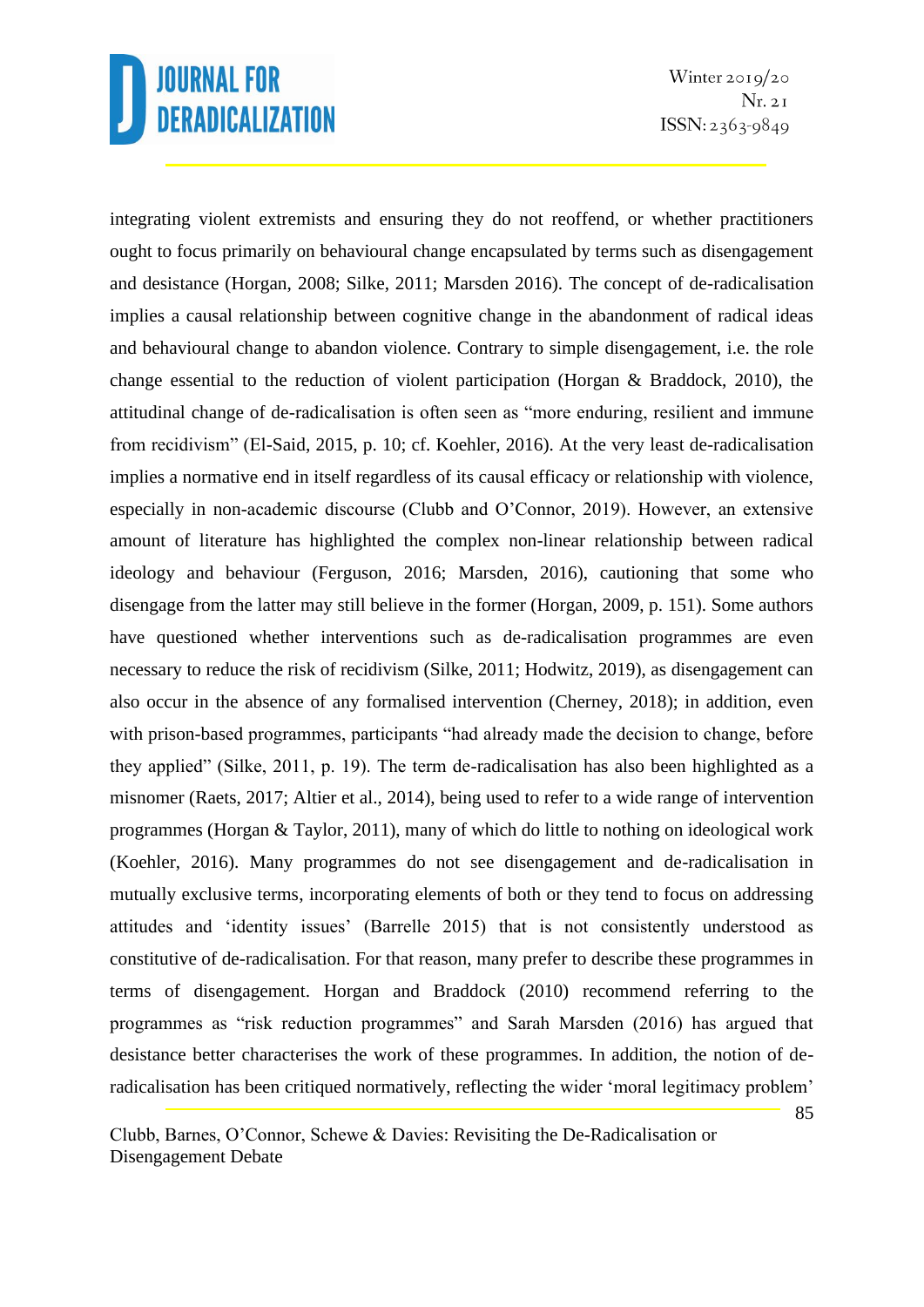integrating violent extremists and ensuring they do not reoffend, or whether practitioners ought to focus primarily on behavioural change encapsulated by terms such as disengagement and desistance (Horgan, 2008; Silke, 2011; Marsden 2016). The concept of de-radicalisation implies a causal relationship between cognitive change in the abandonment of radical ideas and behavioural change to abandon violence. Contrary to simple disengagement, i.e. the role change essential to the reduction of violent participation (Horgan & Braddock, 2010), the attitudinal change of de-radicalisation is often seen as "more enduring, resilient and immune from recidivism" (El-Said, 2015, p. 10; cf. Koehler, 2016). At the very least de-radicalisation implies a normative end in itself regardless of its causal efficacy or relationship with violence, especially in non-academic discourse (Clubb and O'Connor, 2019). However, an extensive amount of literature has highlighted the complex non-linear relationship between radical ideology and behaviour (Ferguson, 2016; Marsden, 2016), cautioning that some who disengage from the latter may still believe in the former (Horgan, 2009, p. 151). Some authors have questioned whether interventions such as de-radicalisation programmes are even necessary to reduce the risk of recidivism (Silke, 2011; Hodwitz, 2019), as disengagement can also occur in the absence of any formalised intervention (Cherney, 2018); in addition, even with prison-based programmes, participants "had already made the decision to change, before they applied" (Silke, 2011, p. 19). The term de-radicalisation has also been highlighted as a misnomer (Raets, 2017; Altier et al., 2014), being used to refer to a wide range of intervention programmes (Horgan & Taylor, 2011), many of which do little to nothing on ideological work (Koehler, 2016). Many programmes do not see disengagement and de-radicalisation in mutually exclusive terms, incorporating elements of both or they tend to focus on addressing attitudes and 'identity issues' (Barrelle 2015) that is not consistently understood as constitutive of de-radicalisation. For that reason, many prefer to describe these programmes in terms of disengagement. Horgan and Braddock (2010) recommend referring to the programmes as "risk reduction programmes" and Sarah Marsden (2016) has argued that desistance better characterises the work of these programmes. In addition, the notion of de-radicalisation has been critiqued normatively, reflecting the wider 'moral legitimacy problem'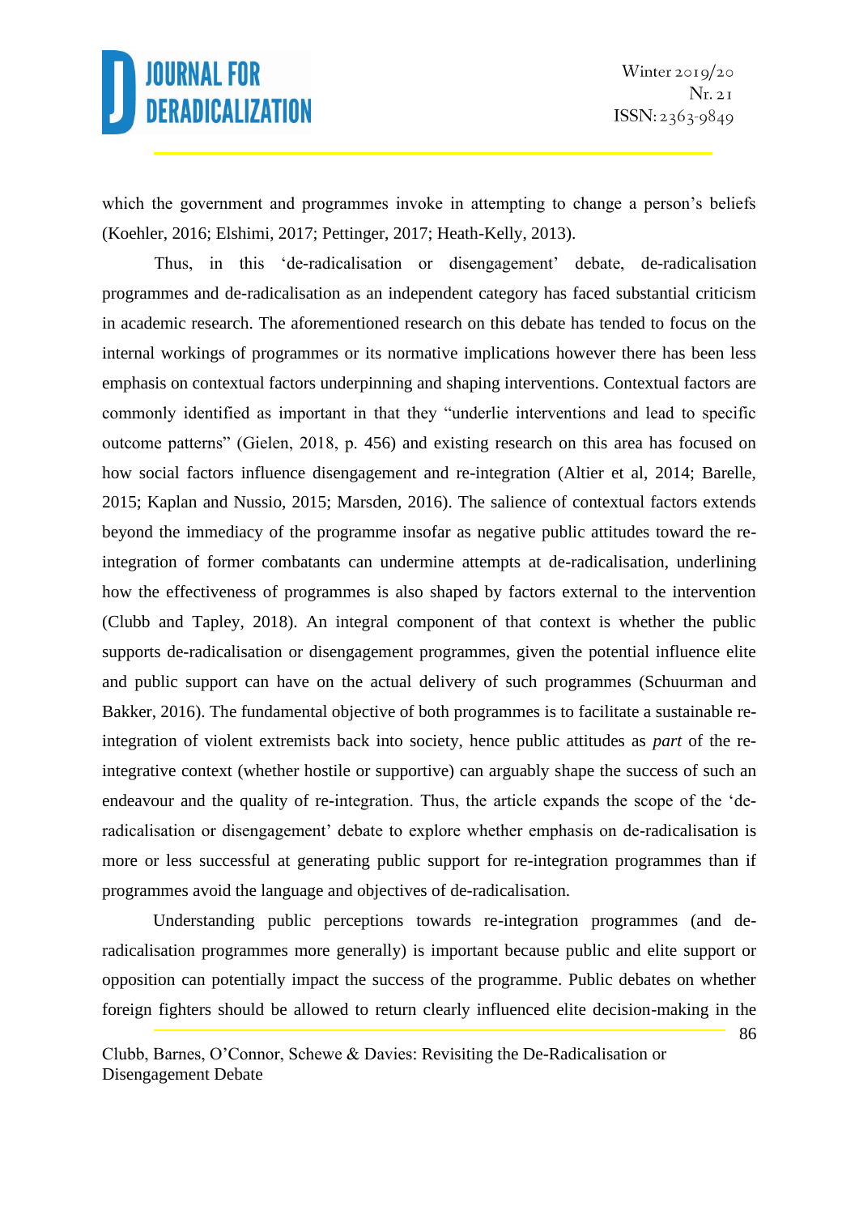which the government and programmes invoke in attempting to change a person's beliefs (Koehler, 2016; Elshimi, 2017; Pettinger, 2017; Heath-Kelly, 2013).

Thus, in this 'de-radicalisation or disengagement' debate, de-radicalisation programmes and de-radicalisation as an independent category has faced substantial criticism in academic research. The aforementioned research on this debate has tended to focus on the internal workings of programmes or its normative implications however there has been less emphasis on contextual factors underpinning and shaping interventions. Contextual factors are commonly identified as important in that they "underlie interventions and lead to specific outcome patterns" (Gielen, 2018, p. 456) and existing research on this area has focused on how social factors influence disengagement and re-integration (Altier et al, 2014; Barelle, 2015; Kaplan and Nussio, 2015; Marsden, 2016). The salience of contextual factors extends beyond the immediacy of the programme insofar as negative public attitudes toward the re-integration of former combatants can undermine attempts at de-radicalisation, underlining how the effectiveness of programmes is also shaped by factors external to the intervention (Clubb and Tapley, 2018). An integral component of that context is whether the public supports de-radicalisation or disengagement programmes, given the potential influence elite and public support can have on the actual delivery of such programmes (Schuurman and Bakker, 2016). The fundamental objective of both programmes is to facilitate a sustainable re-integration of violent extremists back into society, hence public attitudes as *part* of the re-integrative context (whether hostile or supportive) can arguably shape the success of such an endeavour and the quality of re-integration. Thus, the article expands the scope of the 'de-radicalisation or disengagement' debate to explore whether emphasis on de-radicalisation is more or less successful at generating public support for re-integration programmes than if programmes avoid the language and objectives of de-radicalisation.

Understanding public perceptions towards re-integration programmes (and de-radicalisation programmes more generally) is important because public and elite support or opposition can potentially impact the success of the programme. Public debates on whether foreign fighters should be allowed to return clearly influenced elite decision-making in the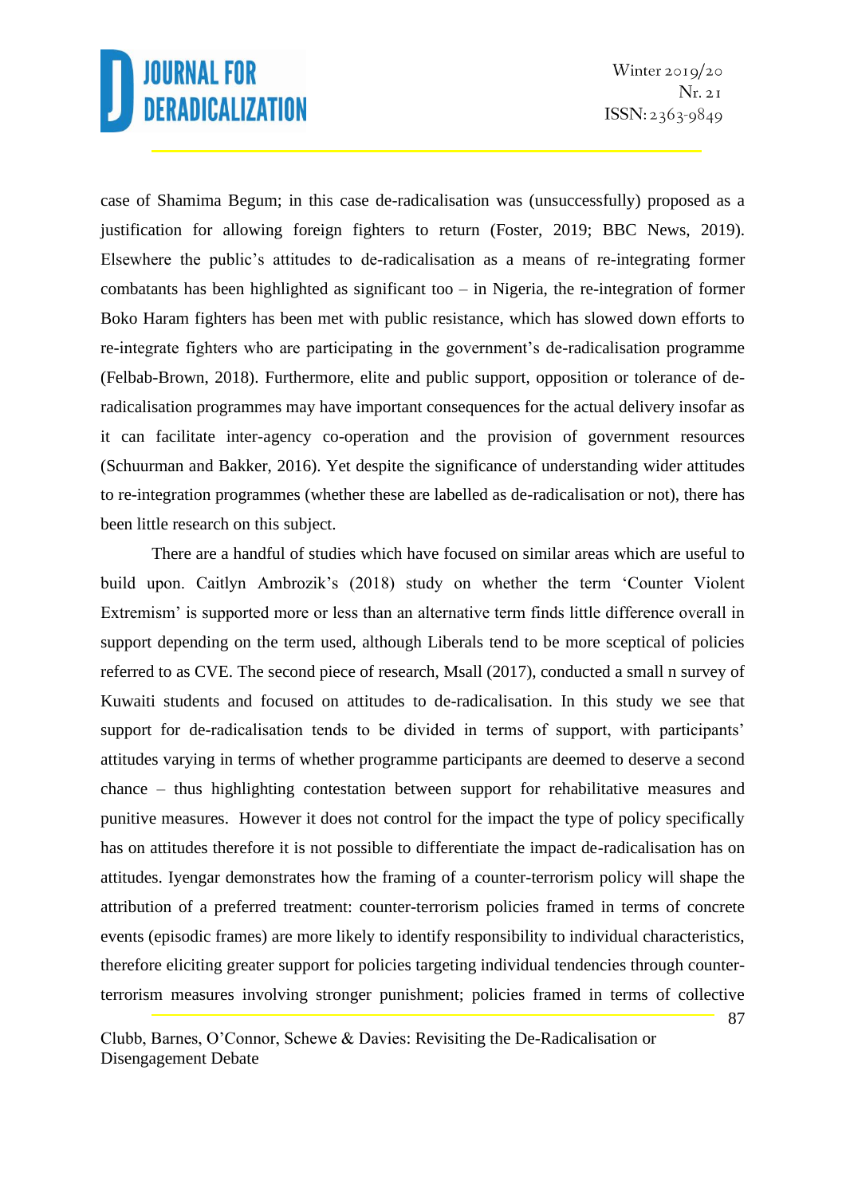case of Shamima Begum; in this case de-radicalisation was (unsuccessfully) proposed as a justification for allowing foreign fighters to return (Foster, 2019; BBC News, 2019). Elsewhere the public's attitudes to de-radicalisation as a means of re-integrating former combatants has been highlighted as significant too – in Nigeria, the re-integration of former Boko Haram fighters has been met with public resistance, which has slowed down efforts to re-integrate fighters who are participating in the government's de-radicalisation programme (Felbab-Brown, 2018). Furthermore, elite and public support, opposition or tolerance of de-radicalisation programmes may have important consequences for the actual delivery insofar as it can facilitate inter-agency co-operation and the provision of government resources (Schuurman and Bakker, 2016). Yet despite the significance of understanding wider attitudes to re-integration programmes (whether these are labelled as de-radicalisation or not), there has been little research on this subject.

There are a handful of studies which have focused on similar areas which are useful to build upon. Caitlyn Ambrozik's (2018) study on whether the term 'Counter Violent Extremism' is supported more or less than an alternative term finds little difference overall in support depending on the term used, although Liberals tend to be more sceptical of policies referred to as CVE. The second piece of research, Msall (2017), conducted a small n survey of Kuwaiti students and focused on attitudes to de-radicalisation. In this study we see that support for de-radicalisation tends to be divided in terms of support, with participants' attitudes varying in terms of whether programme participants are deemed to deserve a second chance – thus highlighting contestation between support for rehabilitative measures and punitive measures. However it does not control for the impact the type of policy specifically has on attitudes therefore it is not possible to differentiate the impact de-radicalisation has on attitudes. Iyengar demonstrates how the framing of a counter-terrorism policy will shape the attribution of a preferred treatment: counter-terrorism policies framed in terms of concrete events (episodic frames) are more likely to identify responsibility to individual characteristics, therefore eliciting greater support for policies targeting individual tendencies through counter-terrorism measures involving stronger punishment; policies framed in terms of collective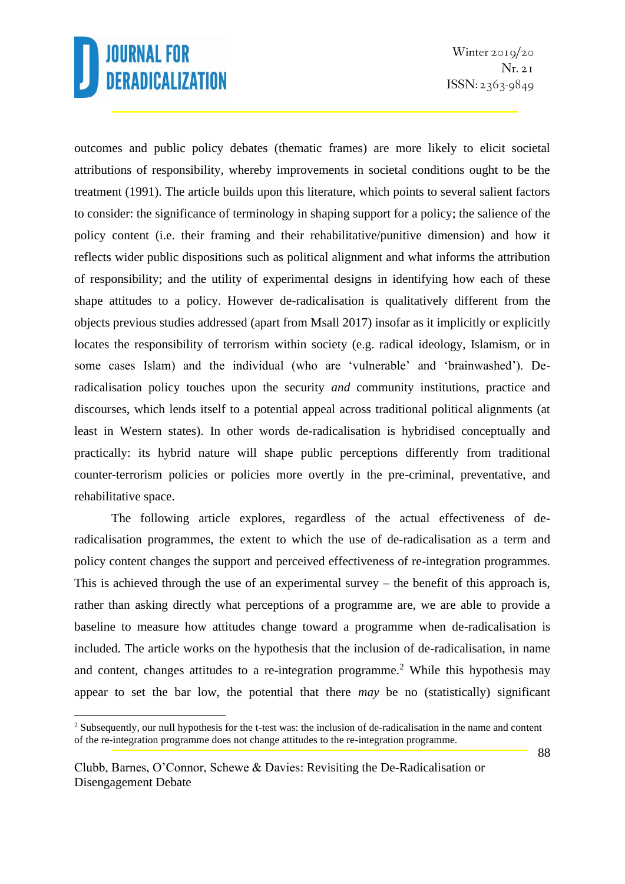outcomes and public policy debates (thematic frames) are more likely to elicit societal attributions of responsibility, whereby improvements in societal conditions ought to be the treatment (1991). The article builds upon this literature, which points to several salient factors to consider: the significance of terminology in shaping support for a policy; the salience of the policy content (i.e. their framing and their rehabilitative/punitive dimension) and how it reflects wider public dispositions such as political alignment and what informs the attribution of responsibility; and the utility of experimental designs in identifying how each of these shape attitudes to a policy. However de-radicalisation is qualitatively different from the objects previous studies addressed (apart from Msall 2017) insofar as it implicitly or explicitly locates the responsibility of terrorism within society (e.g. radical ideology, Islamism, or in some cases Islam) and the individual (who are 'vulnerable' and 'brainwashed'). De-radicalisation policy touches upon the security *and* community institutions, practice and discourses, which lends itself to a potential appeal across traditional political alignments (at least in Western states). In other words de-radicalisation is hybridised conceptually and practically: its hybrid nature will shape public perceptions differently from traditional counter-terrorism policies or policies more overtly in the pre-criminal, preventative, and rehabilitative space.

The following article explores, regardless of the actual effectiveness of de-radicalisation programmes, the extent to which the use of de-radicalisation as a term and policy content changes the support and perceived effectiveness of re-integration programmes. This is achieved through the use of an experimental survey – the benefit of this approach is, rather than asking directly what perceptions of a programme are, we are able to provide a baseline to measure how attitudes change toward a programme when de-radicalisation is included. The article works on the hypothesis that the inclusion of de-radicalisation, in name and content, changes attitudes to a re-integration programme.[2] While this hypothesis may appear to set the bar low, the potential that there *may* be no (statistically) significant

[2] Subsequently, our null hypothesis for the t-test was: the inclusion of de-radicalisation in the name and content of the re-integration programme does not change attitudes to the re-integration programme.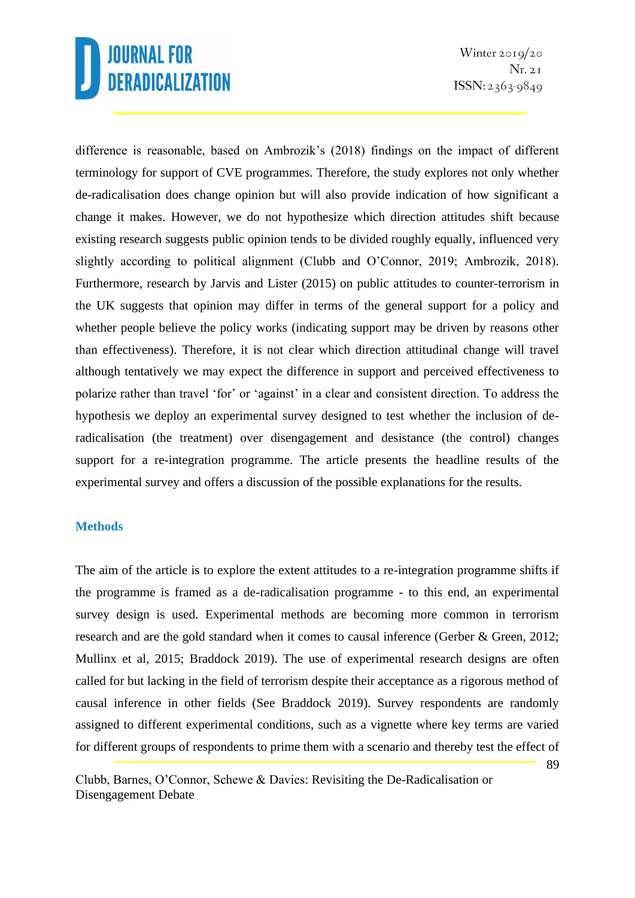difference is reasonable, based on Ambrozik's (2018) findings on the impact of different terminology for support of CVE programmes. Therefore, the study explores not only whether de-radicalisation does change opinion but will also provide indication of how significant a change it makes. However, we do not hypothesize which direction attitudes shift because existing research suggests public opinion tends to be divided roughly equally, influenced very slightly according to political alignment (Clubb and O'Connor, 2019; Ambrozik, 2018). Furthermore, research by Jarvis and Lister (2015) on public attitudes to counter-terrorism in the UK suggests that opinion may differ in terms of the general support for a policy and whether people believe the policy works (indicating support may be driven by reasons other than effectiveness). Therefore, it is not clear which direction attitudinal change will travel although tentatively we may expect the difference in support and perceived effectiveness to polarize rather than travel 'for' or 'against' in a clear and consistent direction. To address the hypothesis we deploy an experimental survey designed to test whether the inclusion of de-radicalisation (the treatment) over disengagement and desistance (the control) changes support for a re-integration programme. The article presents the headline results of the experimental survey and offers a discussion of the possible explanations for the results.

## Methods

The aim of the article is to explore the extent attitudes to a re-integration programme shifts if the programme is framed as a de-radicalisation programme - to this end, an experimental survey design is used. Experimental methods are becoming more common in terrorism research and are the gold standard when it comes to causal inference (Gerber & Green, 2012; Mullinx et al, 2015; Braddock 2019). The use of experimental research designs are often called for but lacking in the field of terrorism despite their acceptance as a rigorous method of causal inference in other fields (See Braddock 2019). Survey respondents are randomly assigned to different experimental conditions, such as a vignette where key terms are varied for different groups of respondents to prime them with a scenario and thereby test the effect of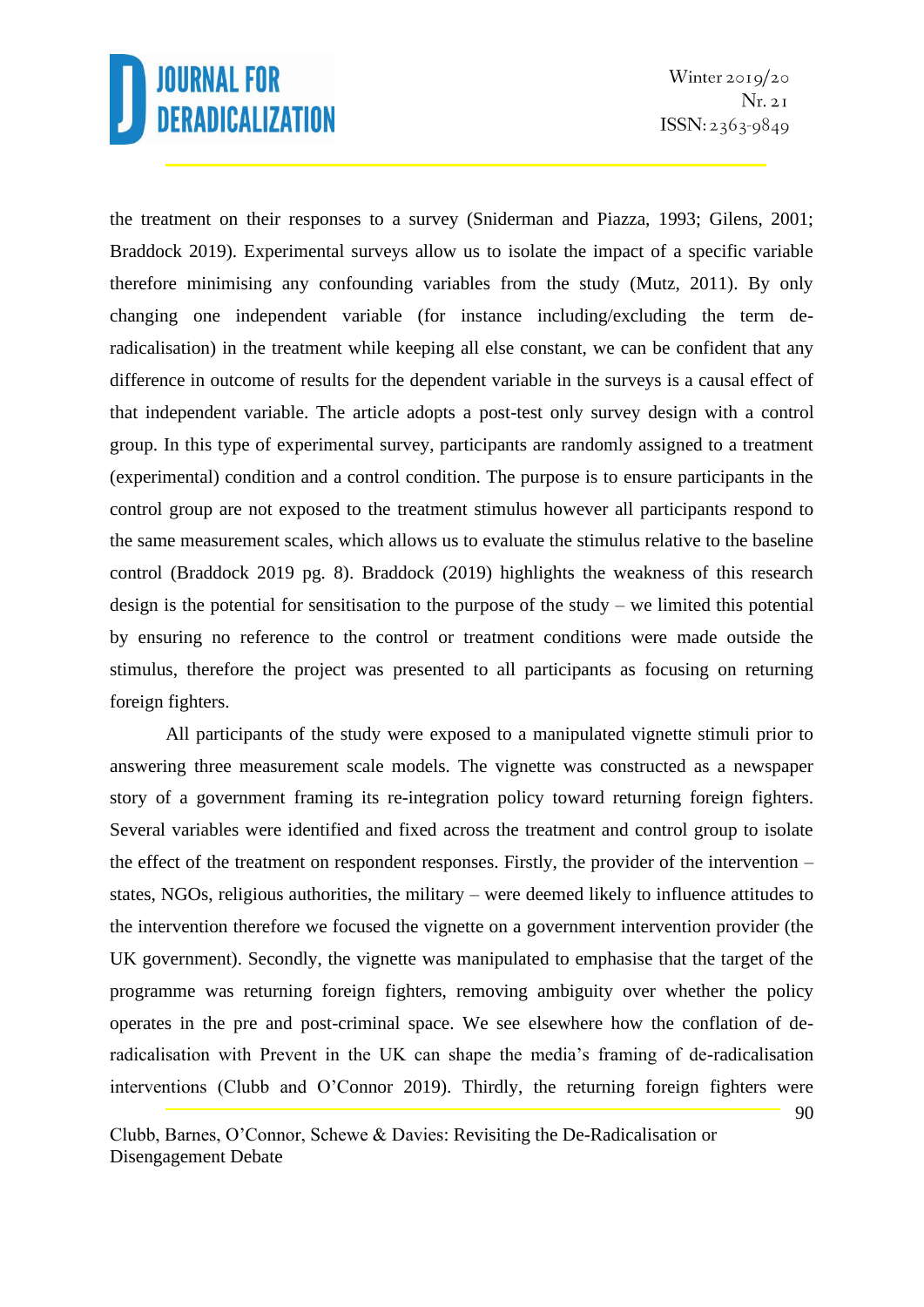the treatment on their responses to a survey (Sniderman and Piazza, 1993; Gilens, 2001; Braddock 2019). Experimental surveys allow us to isolate the impact of a specific variable therefore minimising any confounding variables from the study (Mutz, 2011). By only changing one independent variable (for instance including/excluding the term de-radicalisation) in the treatment while keeping all else constant, we can be confident that any difference in outcome of results for the dependent variable in the surveys is a causal effect of that independent variable. The article adopts a post-test only survey design with a control group. In this type of experimental survey, participants are randomly assigned to a treatment (experimental) condition and a control condition. The purpose is to ensure participants in the control group are not exposed to the treatment stimulus however all participants respond to the same measurement scales, which allows us to evaluate the stimulus relative to the baseline control (Braddock 2019 pg. 8). Braddock (2019) highlights the weakness of this research design is the potential for sensitisation to the purpose of the study – we limited this potential by ensuring no reference to the control or treatment conditions were made outside the stimulus, therefore the project was presented to all participants as focusing on returning foreign fighters.

All participants of the study were exposed to a manipulated vignette stimuli prior to answering three measurement scale models. The vignette was constructed as a newspaper story of a government framing its re-integration policy toward returning foreign fighters. Several variables were identified and fixed across the treatment and control group to isolate the effect of the treatment on respondent responses. Firstly, the provider of the intervention – states, NGOs, religious authorities, the military – were deemed likely to influence attitudes to the intervention therefore we focused the vignette on a government intervention provider (the UK government). Secondly, the vignette was manipulated to emphasise that the target of the programme was returning foreign fighters, removing ambiguity over whether the policy operates in the pre and post-criminal space. We see elsewhere how the conflation of de-radicalisation with Prevent in the UK can shape the media's framing of de-radicalisation interventions (Clubb and O'Connor 2019). Thirdly, the returning foreign fighters were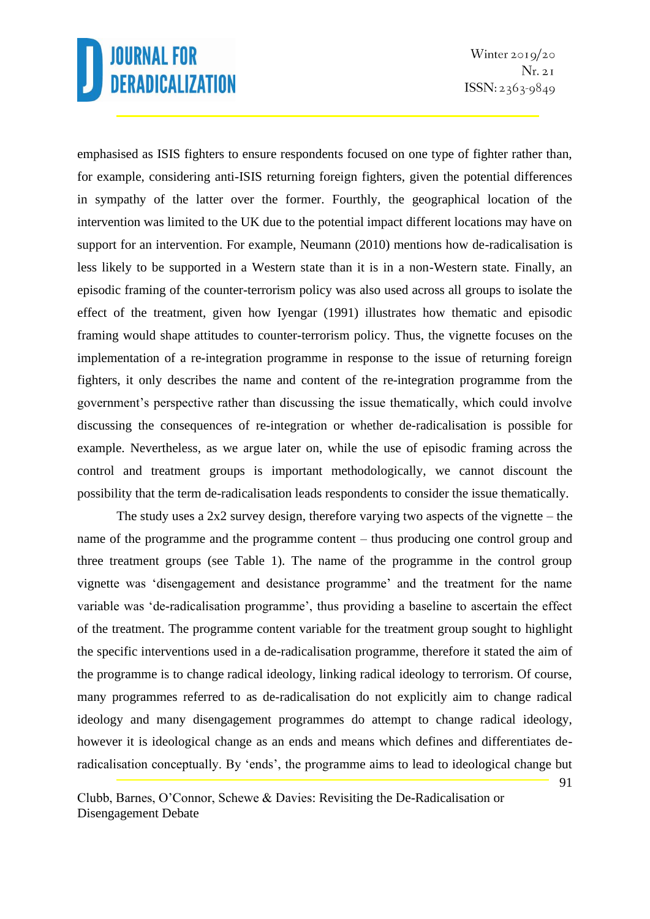emphasised as ISIS fighters to ensure respondents focused on one type of fighter rather than, for example, considering anti-ISIS returning foreign fighters, given the potential differences in sympathy of the latter over the former. Fourthly, the geographical location of the intervention was limited to the UK due to the potential impact different locations may have on support for an intervention. For example, Neumann (2010) mentions how de-radicalisation is less likely to be supported in a Western state than it is in a non-Western state. Finally, an episodic framing of the counter-terrorism policy was also used across all groups to isolate the effect of the treatment, given how Iyengar (1991) illustrates how thematic and episodic framing would shape attitudes to counter-terrorism policy. Thus, the vignette focuses on the implementation of a re-integration programme in response to the issue of returning foreign fighters, it only describes the name and content of the re-integration programme from the government's perspective rather than discussing the issue thematically, which could involve discussing the consequences of re-integration or whether de-radicalisation is possible for example. Nevertheless, as we argue later on, while the use of episodic framing across the control and treatment groups is important methodologically, we cannot discount the possibility that the term de-radicalisation leads respondents to consider the issue thematically.

The study uses a 2x2 survey design, therefore varying two aspects of the vignette – the name of the programme and the programme content – thus producing one control group and three treatment groups (see Table 1). The name of the programme in the control group vignette was 'disengagement and desistance programme' and the treatment for the name variable was 'de-radicalisation programme', thus providing a baseline to ascertain the effect of the treatment. The programme content variable for the treatment group sought to highlight the specific interventions used in a de-radicalisation programme, therefore it stated the aim of the programme is to change radical ideology, linking radical ideology to terrorism. Of course, many programmes referred to as de-radicalisation do not explicitly aim to change radical ideology and many disengagement programmes do attempt to change radical ideology, however it is ideological change as an ends and means which defines and differentiates de-radicalisation conceptually. By 'ends', the programme aims to lead to ideological change but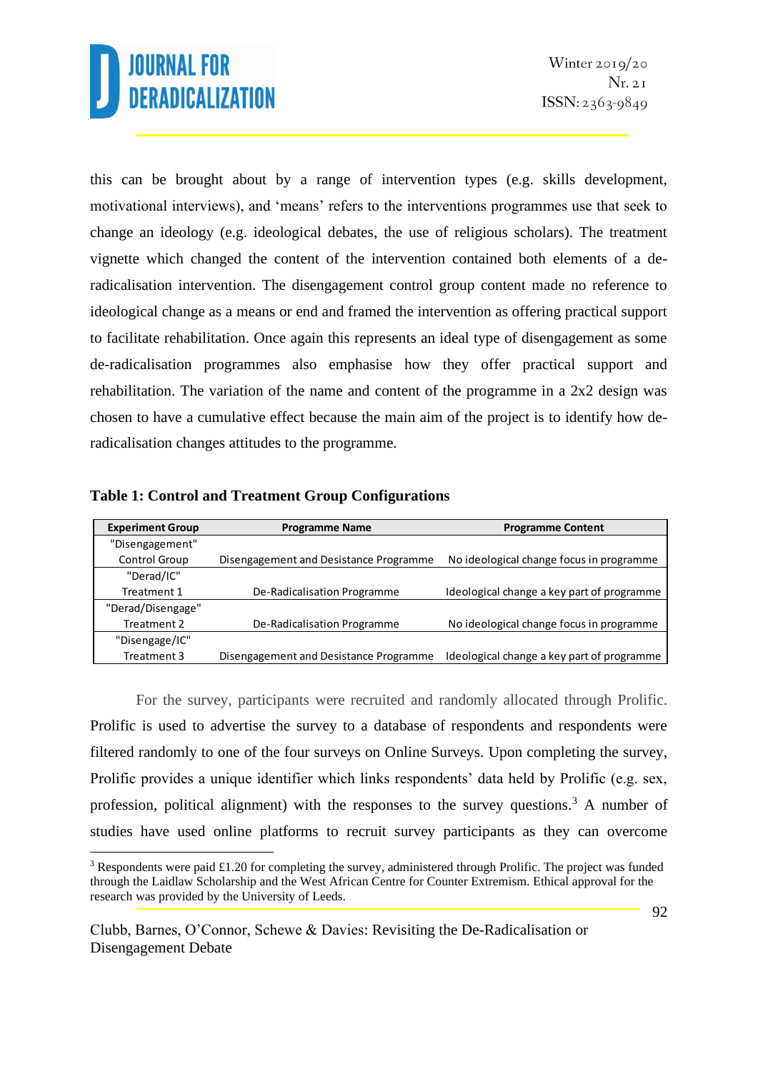this can be brought about by a range of intervention types (e.g. skills development, motivational interviews), and 'means' refers to the interventions programmes use that seek to change an ideology (e.g. ideological debates, the use of religious scholars). The treatment vignette which changed the content of the intervention contained both elements of a de-radicalisation intervention. The disengagement control group content made no reference to ideological change as a means or end and framed the intervention as offering practical support to facilitate rehabilitation. Once again this represents an ideal type of disengagement as some de-radicalisation programmes also emphasise how they offer practical support and rehabilitation. The variation of the name and content of the programme in a 2x2 design was chosen to have a cumulative effect because the main aim of the project is to identify how de-radicalisation changes attitudes to the programme.

**Table 1: Control and Treatment Group Configurations**

| Experiment Group | Programme Name | Programme Content |
|---|---|---|
| "Disengagement" Control Group | Disengagement and Desistance Programme | No ideological change focus in programme |
| "Derad/IC" Treatment 1 | De-Radicalisation Programme | Ideological change a key part of programme |
| "Derad/Disengage" Treatment 2 | De-Radicalisation Programme | No ideological change focus in programme |
| "Disengage/IC" Treatment 3 | Disengagement and Desistance Programme | Ideological change a key part of programme |

For the survey, participants were recruited and randomly allocated through Prolific. Prolific is used to advertise the survey to a database of respondents and respondents were filtered randomly to one of the four surveys on Online Surveys. Upon completing the survey, Prolific provides a unique identifier which links respondents' data held by Prolific (e.g. sex, profession, political alignment) with the responses to the survey questions.[3] A number of studies have used online platforms to recruit survey participants as they can overcome

[3] Respondents were paid £1.20 for completing the survey, administered through Prolific. The project was funded through the Laidlaw Scholarship and the West African Centre for Counter Extremism. Ethical approval for the research was provided by the University of Leeds.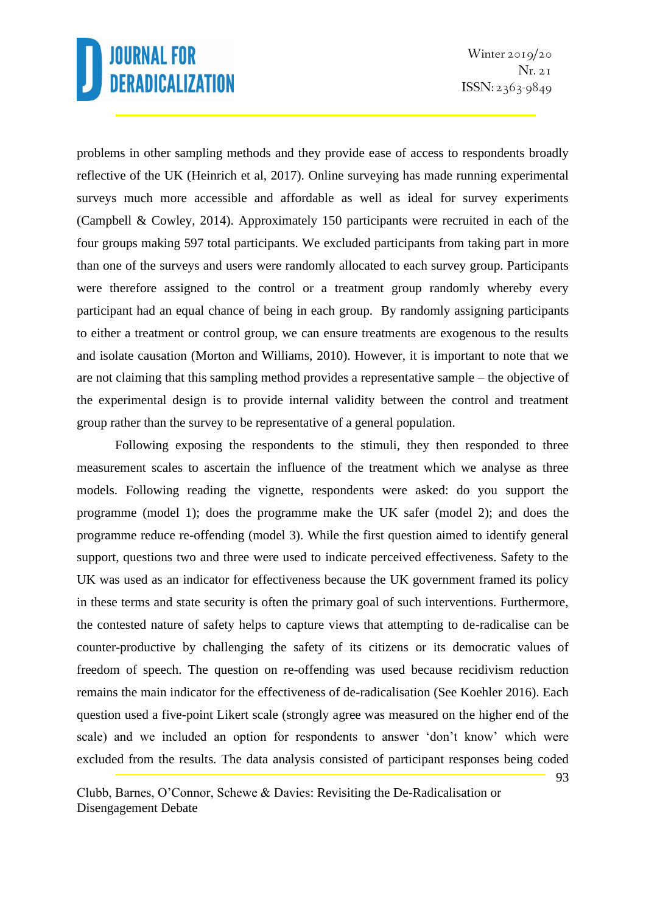problems in other sampling methods and they provide ease of access to respondents broadly reflective of the UK (Heinrich et al, 2017). Online surveying has made running experimental surveys much more accessible and affordable as well as ideal for survey experiments (Campbell & Cowley, 2014). Approximately 150 participants were recruited in each of the four groups making 597 total participants. We excluded participants from taking part in more than one of the surveys and users were randomly allocated to each survey group. Participants were therefore assigned to the control or a treatment group randomly whereby every participant had an equal chance of being in each group. By randomly assigning participants to either a treatment or control group, we can ensure treatments are exogenous to the results and isolate causation (Morton and Williams, 2010). However, it is important to note that we are not claiming that this sampling method provides a representative sample – the objective of the experimental design is to provide internal validity between the control and treatment group rather than the survey to be representative of a general population.

Following exposing the respondents to the stimuli, they then responded to three measurement scales to ascertain the influence of the treatment which we analyse as three models. Following reading the vignette, respondents were asked: do you support the programme (model 1); does the programme make the UK safer (model 2); and does the programme reduce re-offending (model 3). While the first question aimed to identify general support, questions two and three were used to indicate perceived effectiveness. Safety to the UK was used as an indicator for effectiveness because the UK government framed its policy in these terms and state security is often the primary goal of such interventions. Furthermore, the contested nature of safety helps to capture views that attempting to de-radicalise can be counter-productive by challenging the safety of its citizens or its democratic values of freedom of speech. The question on re-offending was used because recidivism reduction remains the main indicator for the effectiveness of de-radicalisation (See Koehler 2016). Each question used a five-point Likert scale (strongly agree was measured on the higher end of the scale) and we included an option for respondents to answer 'don't know' which were excluded from the results. The data analysis consisted of participant responses being coded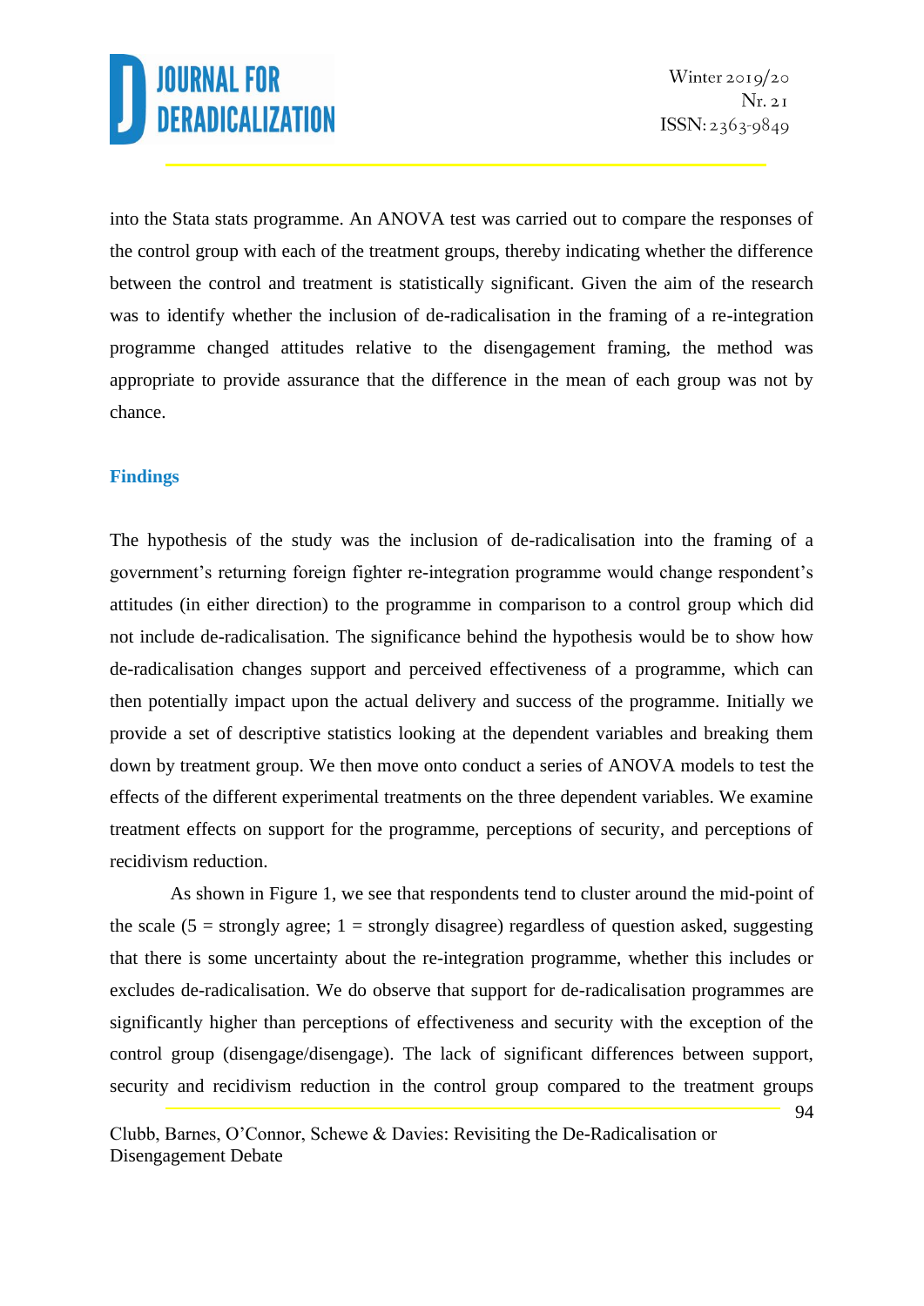into the Stata stats programme. An ANOVA test was carried out to compare the responses of the control group with each of the treatment groups, thereby indicating whether the difference between the control and treatment is statistically significant. Given the aim of the research was to identify whether the inclusion of de-radicalisation in the framing of a re-integration programme changed attitudes relative to the disengagement framing, the method was appropriate to provide assurance that the difference in the mean of each group was not by chance.

## Findings

The hypothesis of the study was the inclusion of de-radicalisation into the framing of a government's returning foreign fighter re-integration programme would change respondent's attitudes (in either direction) to the programme in comparison to a control group which did not include de-radicalisation. The significance behind the hypothesis would be to show how de-radicalisation changes support and perceived effectiveness of a programme, which can then potentially impact upon the actual delivery and success of the programme. Initially we provide a set of descriptive statistics looking at the dependent variables and breaking them down by treatment group. We then move onto conduct a series of ANOVA models to test the effects of the different experimental treatments on the three dependent variables. We examine treatment effects on support for the programme, perceptions of security, and perceptions of recidivism reduction.

As shown in Figure 1, we see that respondents tend to cluster around the mid-point of the scale (5 = strongly agree; 1 = strongly disagree) regardless of question asked, suggesting that there is some uncertainty about the re-integration programme, whether this includes or excludes de-radicalisation. We do observe that support for de-radicalisation programmes are significantly higher than perceptions of effectiveness and security with the exception of the control group (disengage/disengage). The lack of significant differences between support, security and recidivism reduction in the control group compared to the treatment groups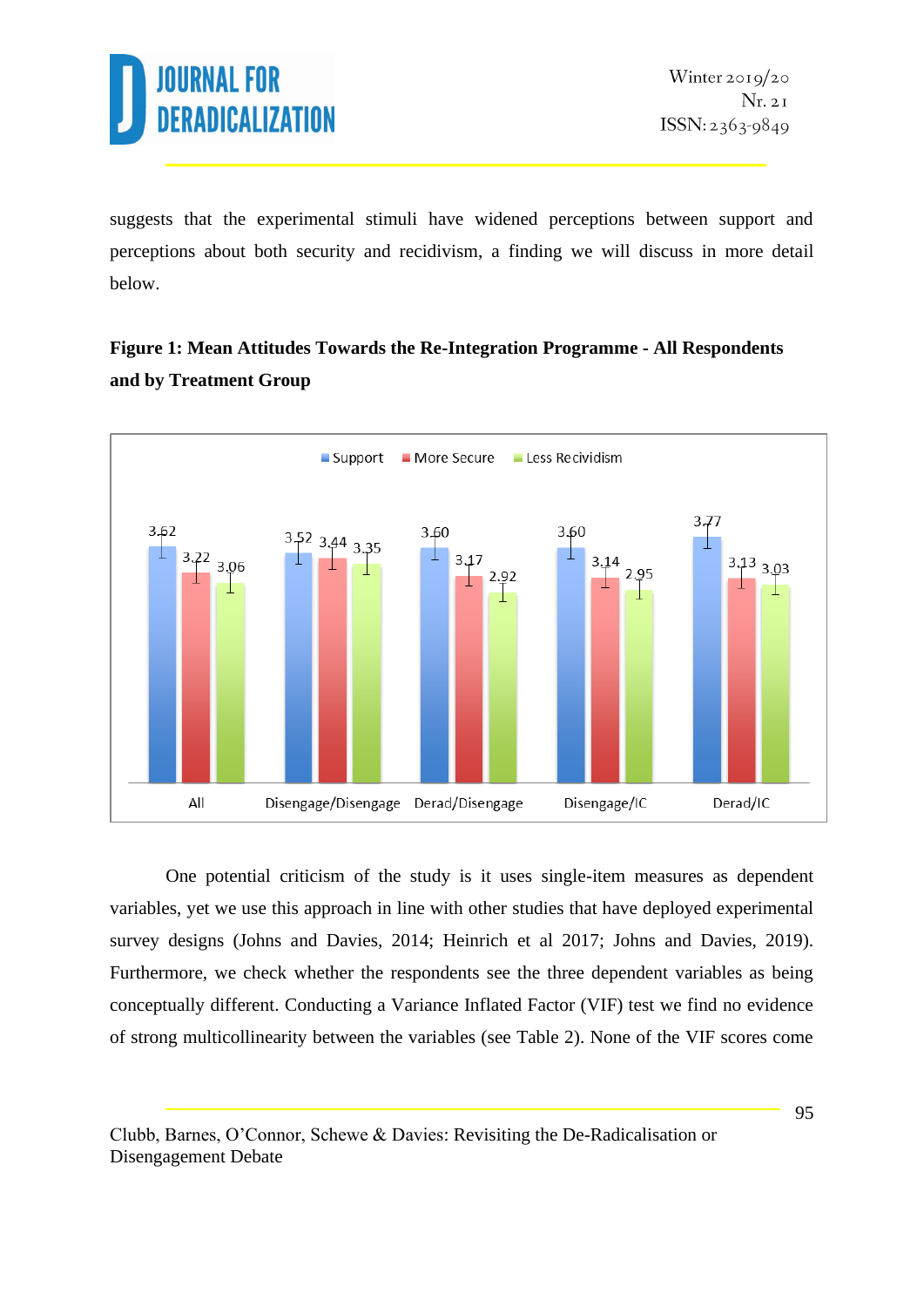suggests that the experimental stimuli have widened perceptions between support and perceptions about both security and recidivism, a finding we will discuss in more detail below.

**Figure 1: Mean Attitudes Towards the Re-Integration Programme - All Respondents and by Treatment Group**

| | Support | More Secure | Less Recidivism |
|---|---|---|---|
| All | 3.62 | 3.22 | 3.06 |
| Disengage/Disengage | 3.52 | 3.44 | 3.35 |
| Derad/Disengage | 3.60 | 3.17 | 2.92 |
| Disengage/IC | 3.60 | 3.14 | 2.95 |
| Derad/IC | 3.77 | 3.13 | 3.03 |

One potential criticism of the study is it uses single-item measures as dependent variables, yet we use this approach in line with other studies that have deployed experimental survey designs (Johns and Davies, 2014; Heinrich et al 2017; Johns and Davies, 2019). Furthermore, we check whether the respondents see the three dependent variables as being conceptually different. Conducting a Variance Inflated Factor (VIF) test we find no evidence of strong multicollinearity between the variables (see Table 2). None of the VIF scores come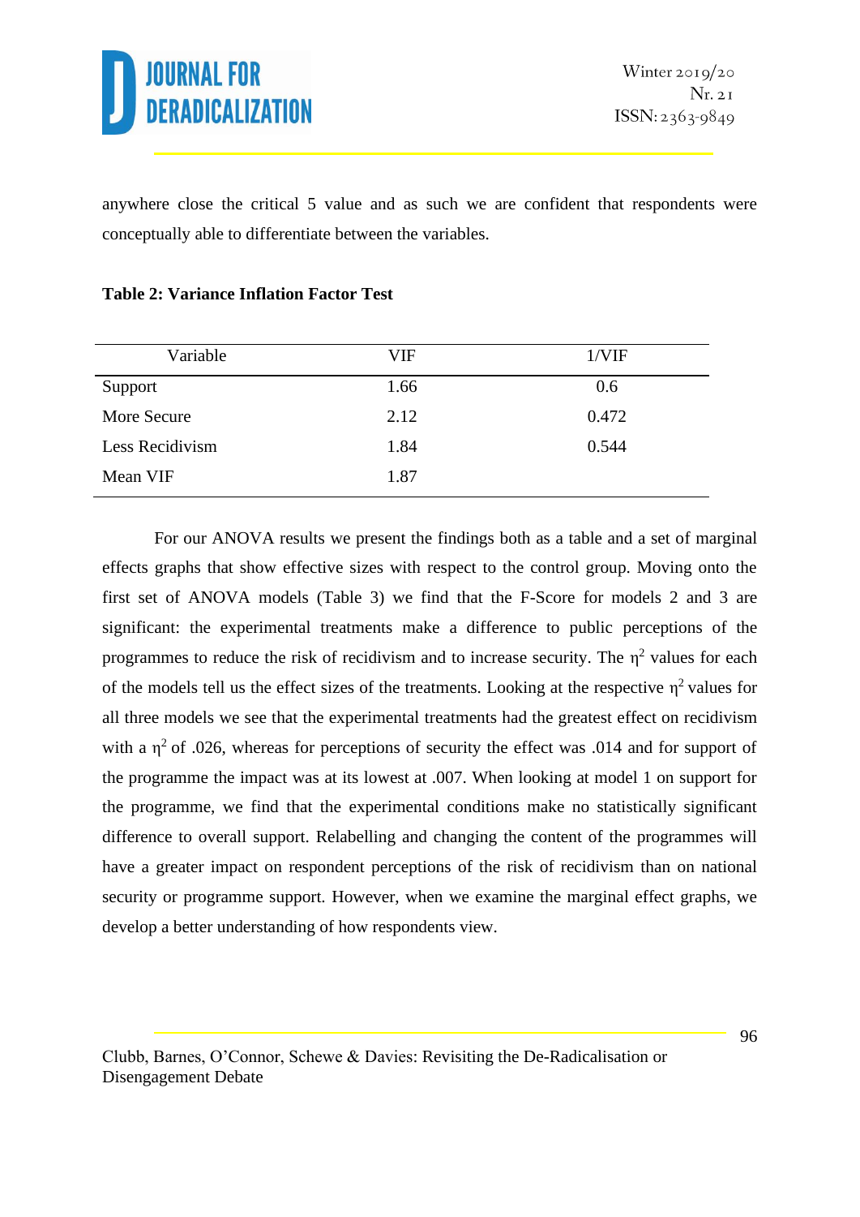anywhere close the critical 5 value and as such we are confident that respondents were conceptually able to differentiate between the variables.

**Table 2: Variance Inflation Factor Test**

| Variable | VIF | 1/VIF |
|---|---|---|
| Support | 1.66 | 0.6 |
| More Secure | 2.12 | 0.472 |
| Less Recidivism | 1.84 | 0.544 |
| Mean VIF | 1.87 | |

For our ANOVA results we present the findings both as a table and a set of marginal effects graphs that show effective sizes with respect to the control group. Moving onto the first set of ANOVA models (Table 3) we find that the F-Score for models 2 and 3 are significant: the experimental treatments make a difference to public perceptions of the programmes to reduce the risk of recidivism and to increase security. The $\eta^2$ values for each of the models tell us the effect sizes of the treatments. Looking at the respective $\eta^2$ values for all three models we see that the experimental treatments had the greatest effect on recidivism with a $\eta^2$ of .026, whereas for perceptions of security the effect was .014 and for support of the programme the impact was at its lowest at .007. When looking at model 1 on support for the programme, we find that the experimental conditions make no statistically significant difference to overall support. Relabelling and changing the content of the programmes will have a greater impact on respondent perceptions of the risk of recidivism than on national security or programme support. However, when we examine the marginal effect graphs, we develop a better understanding of how respondents view.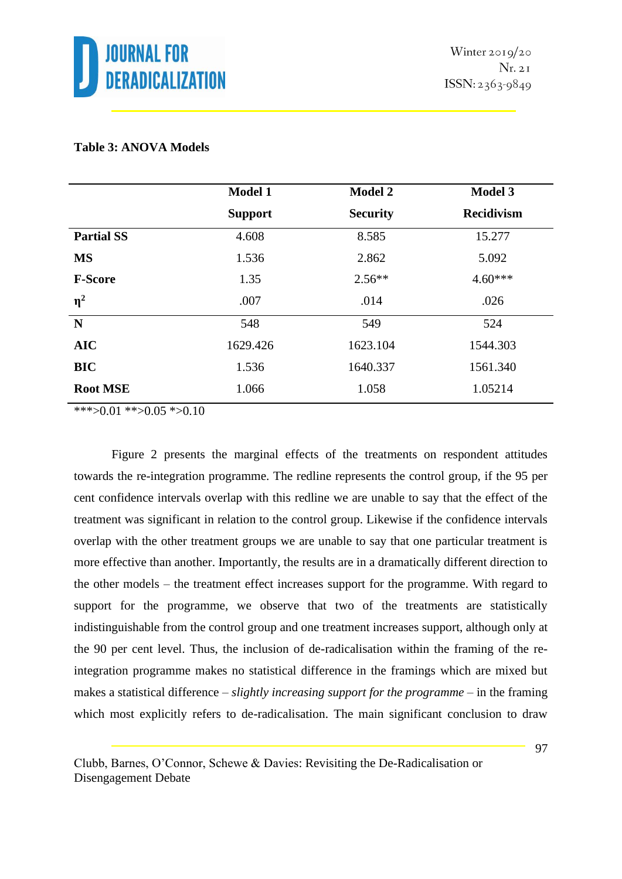**Table 3: ANOVA Models**

| | Model 1 Support | Model 2 Security | Model 3 Recidivism |
|---|---|---|---|
| **Partial SS** | 4.608 | 8.585 | 15.277 |
| **MS** | 1.536 | 2.862 | 5.092 |
| **F-Score** | 1.35 | 2.56** | 4.60*** |
| **$\eta^2$** | .007 | .014 | .026 |
| **N** | 548 | 549 | 524 |
| **AIC** | 1629.426 | 1623.104 | 1544.303 |
| **BIC** | 1.536 | 1640.337 | 1561.340 |
| **Root MSE** | 1.066 | 1.058 | 1.05214 |

***>0.01 **>0.05 *>0.10

Figure 2 presents the marginal effects of the treatments on respondent attitudes towards the re-integration programme. The redline represents the control group, if the 95 per cent confidence intervals overlap with this redline we are unable to say that the effect of the treatment was significant in relation to the control group. Likewise if the confidence intervals overlap with the other treatment groups we are unable to say that one particular treatment is more effective than another. Importantly, the results are in a dramatically different direction to the other models – the treatment effect increases support for the programme. With regard to support for the programme, we observe that two of the treatments are statistically indistinguishable from the control group and one treatment increases support, although only at the 90 per cent level. Thus, the inclusion of de-radicalisation within the framing of the re-integration programme makes no statistical difference in the framings which are mixed but makes a statistical difference – *slightly increasing support for the programme* – in the framing which most explicitly refers to de-radicalisation. The main significant conclusion to draw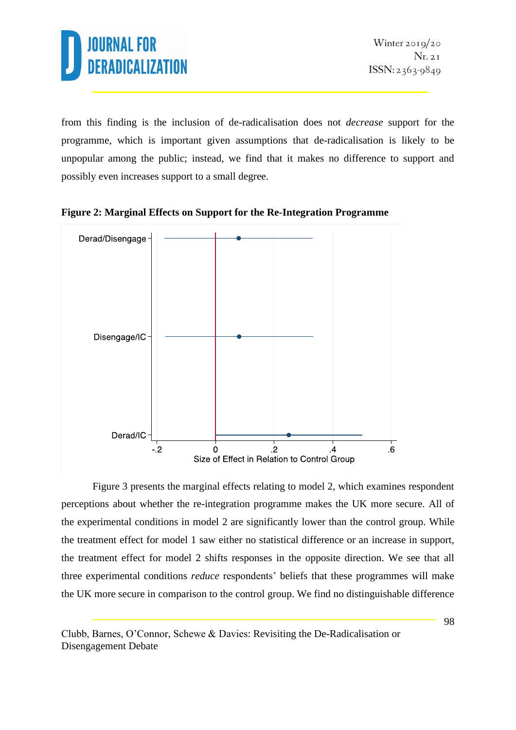from this finding is the inclusion of de-radicalisation does not *decrease* support for the programme, which is important given assumptions that de-radicalisation is likely to be unpopular among the public; instead, we find that it makes no difference to support and possibly even increases support to a small degree.

**Figure 2: Marginal Effects on Support for the Re-Integration Programme**

Figure 3 presents the marginal effects relating to model 2, which examines respondent perceptions about whether the re-integration programme makes the UK more secure. All of the experimental conditions in model 2 are significantly lower than the control group. While the treatment effect for model 1 saw either no statistical difference or an increase in support, the treatment effect for model 2 shifts responses in the opposite direction. We see that all three experimental conditions *reduce* respondents' beliefs that these programmes will make the UK more secure in comparison to the control group. We find no distinguishable difference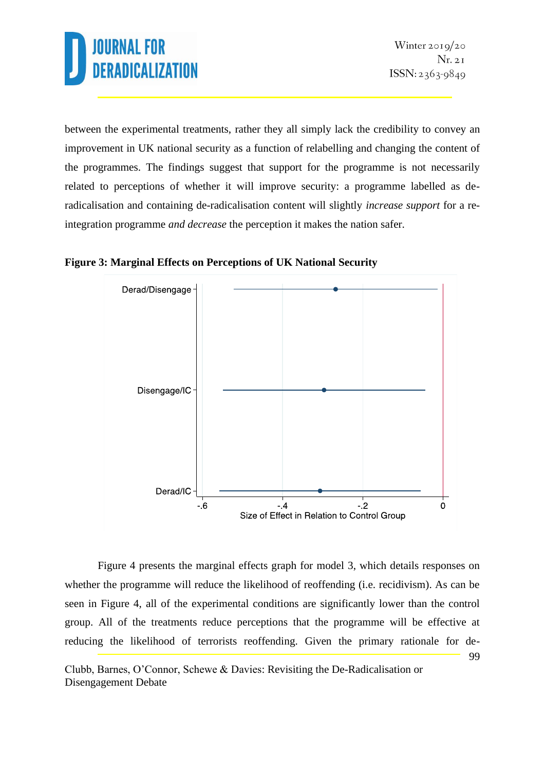between the experimental treatments, rather they all simply lack the credibility to convey an improvement in UK national security as a function of relabelling and changing the content of the programmes. The findings suggest that support for the programme is not necessarily related to perceptions of whether it will improve security: a programme labelled as de-radicalisation and containing de-radicalisation content will slightly *increase support* for a re-integration programme *and decrease* the perception it makes the nation safer.

**Figure 3: Marginal Effects on Perceptions of UK National Security**

Figure 4 presents the marginal effects graph for model 3, which details responses on whether the programme will reduce the likelihood of reoffending (i.e. recidivism). As can be seen in Figure 4, all of the experimental conditions are significantly lower than the control group. All of the treatments reduce perceptions that the programme will be effective at reducing the likelihood of terrorists reoffending. Given the primary rationale for de-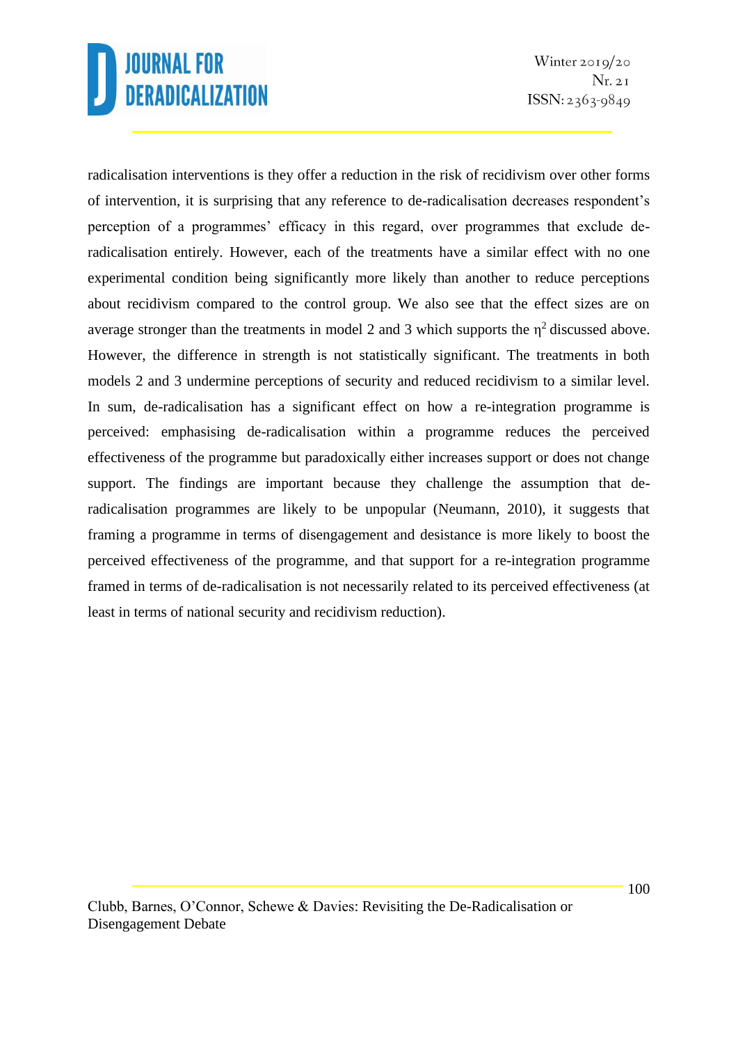radicalisation interventions is they offer a reduction in the risk of recidivism over other forms of intervention, it is surprising that any reference to de-radicalisation decreases respondent's perception of a programmes' efficacy in this regard, over programmes that exclude de-radicalisation entirely. However, each of the treatments have a similar effect with no one experimental condition being significantly more likely than another to reduce perceptions about recidivism compared to the control group. We also see that the effect sizes are on average stronger than the treatments in model 2 and 3 which supports the $\eta^2$ discussed above. However, the difference in strength is not statistically significant. The treatments in both models 2 and 3 undermine perceptions of security and reduced recidivism to a similar level. In sum, de-radicalisation has a significant effect on how a re-integration programme is perceived: emphasising de-radicalisation within a programme reduces the perceived effectiveness of the programme but paradoxically either increases support or does not change support. The findings are important because they challenge the assumption that de-radicalisation programmes are likely to be unpopular (Neumann, 2010), it suggests that framing a programme in terms of disengagement and desistance is more likely to boost the perceived effectiveness of the programme, and that support for a re-integration programme framed in terms of de-radicalisation is not necessarily related to its perceived effectiveness (at least in terms of national security and recidivism reduction).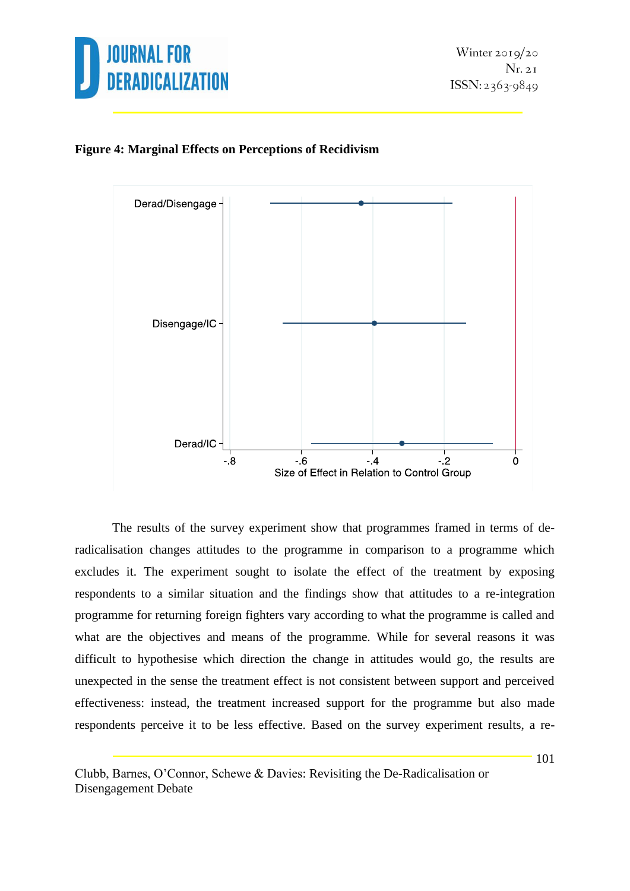**Figure 4: Marginal Effects on Perceptions of Recidivism**

The results of the survey experiment show that programmes framed in terms of de-radicalisation changes attitudes to the programme in comparison to a programme which excludes it. The experiment sought to isolate the effect of the treatment by exposing respondents to a similar situation and the findings show that attitudes to a re-integration programme for returning foreign fighters vary according to what the programme is called and what are the objectives and means of the programme. While for several reasons it was difficult to hypothesise which direction the change in attitudes would go, the results are unexpected in the sense the treatment effect is not consistent between support and perceived effectiveness: instead, the treatment increased support for the programme but also made respondents perceive it to be less effective. Based on the survey experiment results, a re-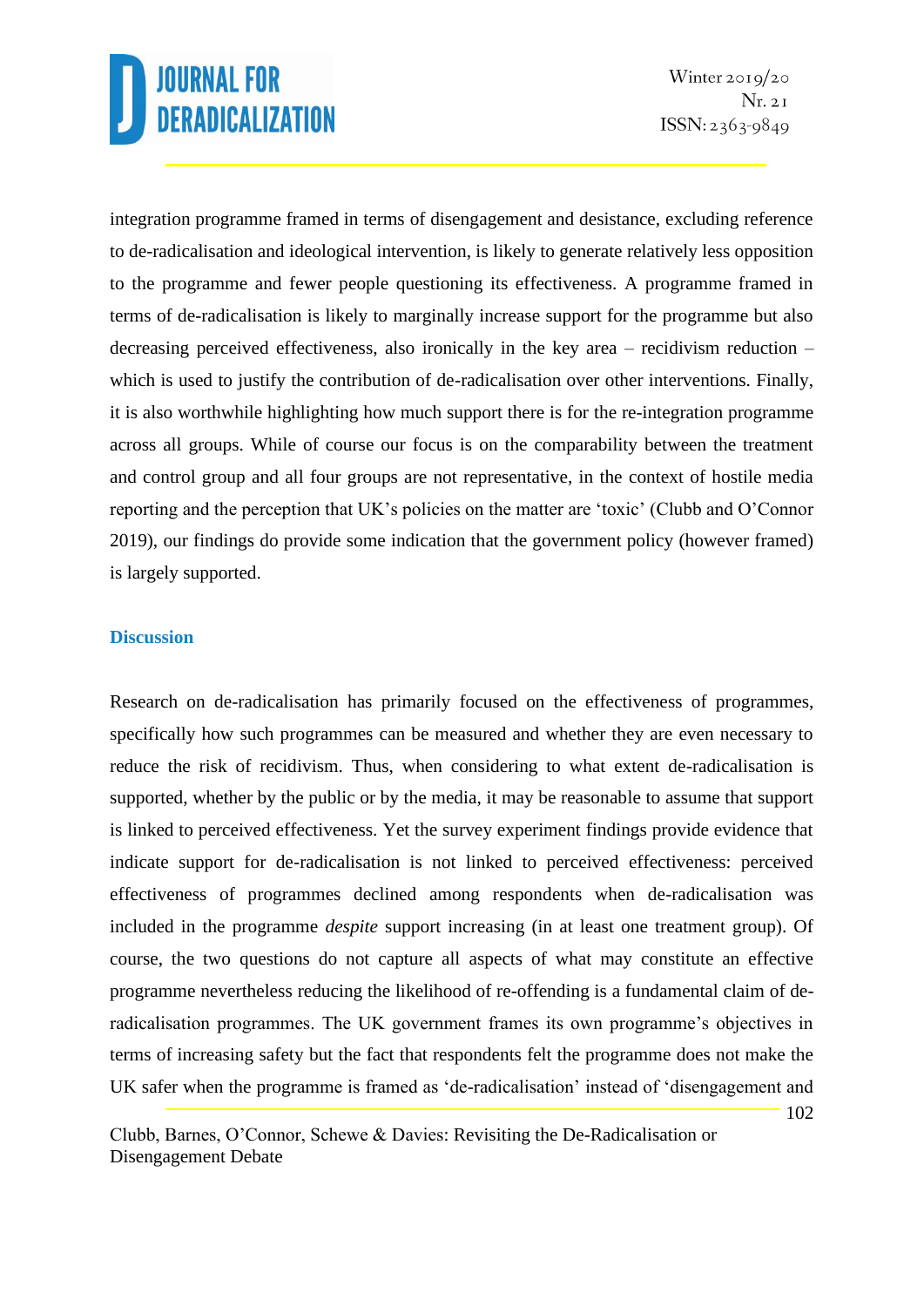integration programme framed in terms of disengagement and desistance, excluding reference to de-radicalisation and ideological intervention, is likely to generate relatively less opposition to the programme and fewer people questioning its effectiveness. A programme framed in terms of de-radicalisation is likely to marginally increase support for the programme but also decreasing perceived effectiveness, also ironically in the key area – recidivism reduction – which is used to justify the contribution of de-radicalisation over other interventions. Finally, it is also worthwhile highlighting how much support there is for the re-integration programme across all groups. While of course our focus is on the comparability between the treatment and control group and all four groups are not representative, in the context of hostile media reporting and the perception that UK's policies on the matter are 'toxic' (Clubb and O'Connor 2019), our findings do provide some indication that the government policy (however framed) is largely supported.

## Discussion

Research on de-radicalisation has primarily focused on the effectiveness of programmes, specifically how such programmes can be measured and whether they are even necessary to reduce the risk of recidivism. Thus, when considering to what extent de-radicalisation is supported, whether by the public or by the media, it may be reasonable to assume that support is linked to perceived effectiveness. Yet the survey experiment findings provide evidence that indicate support for de-radicalisation is not linked to perceived effectiveness: perceived effectiveness of programmes declined among respondents when de-radicalisation was included in the programme *despite* support increasing (in at least one treatment group). Of course, the two questions do not capture all aspects of what may constitute an effective programme nevertheless reducing the likelihood of re-offending is a fundamental claim of de-radicalisation programmes. The UK government frames its own programme's objectives in terms of increasing safety but the fact that respondents felt the programme does not make the UK safer when the programme is framed as 'de-radicalisation' instead of 'disengagement and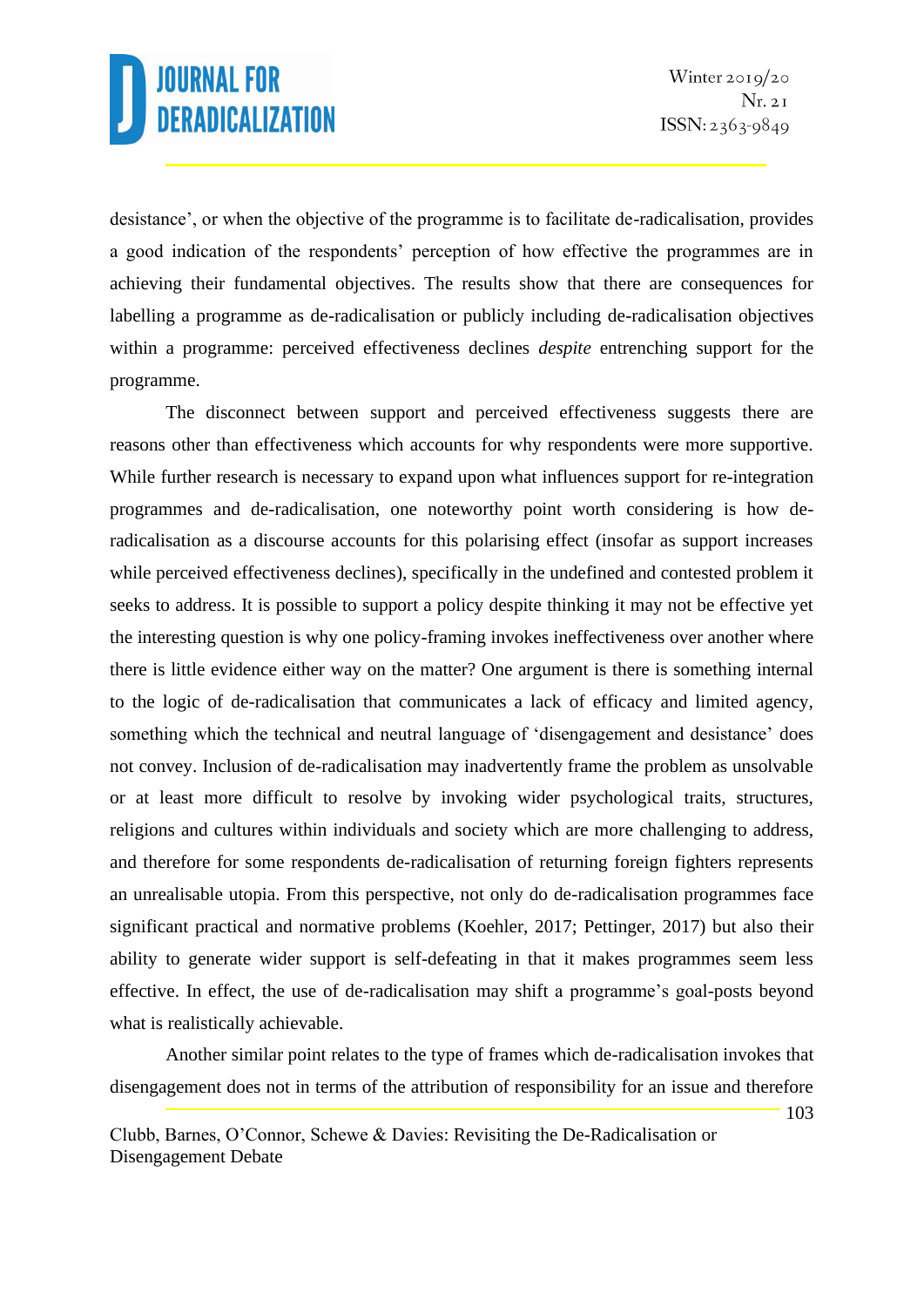desistance', or when the objective of the programme is to facilitate de-radicalisation, provides a good indication of the respondents' perception of how effective the programmes are in achieving their fundamental objectives. The results show that there are consequences for labelling a programme as de-radicalisation or publicly including de-radicalisation objectives within a programme: perceived effectiveness declines *despite* entrenching support for the programme.

The disconnect between support and perceived effectiveness suggests there are reasons other than effectiveness which accounts for why respondents were more supportive. While further research is necessary to expand upon what influences support for re-integration programmes and de-radicalisation, one noteworthy point worth considering is how de-radicalisation as a discourse accounts for this polarising effect (insofar as support increases while perceived effectiveness declines), specifically in the undefined and contested problem it seeks to address. It is possible to support a policy despite thinking it may not be effective yet the interesting question is why one policy-framing invokes ineffectiveness over another where there is little evidence either way on the matter? One argument is there is something internal to the logic of de-radicalisation that communicates a lack of efficacy and limited agency, something which the technical and neutral language of 'disengagement and desistance' does not convey. Inclusion of de-radicalisation may inadvertently frame the problem as unsolvable or at least more difficult to resolve by invoking wider psychological traits, structures, religions and cultures within individuals and society which are more challenging to address, and therefore for some respondents de-radicalisation of returning foreign fighters represents an unrealisable utopia. From this perspective, not only do de-radicalisation programmes face significant practical and normative problems (Koehler, 2017; Pettinger, 2017) but also their ability to generate wider support is self-defeating in that it makes programmes seem less effective. In effect, the use of de-radicalisation may shift a programme's goal-posts beyond what is realistically achievable.

Another similar point relates to the type of frames which de-radicalisation invokes that disengagement does not in terms of the attribution of responsibility for an issue and therefore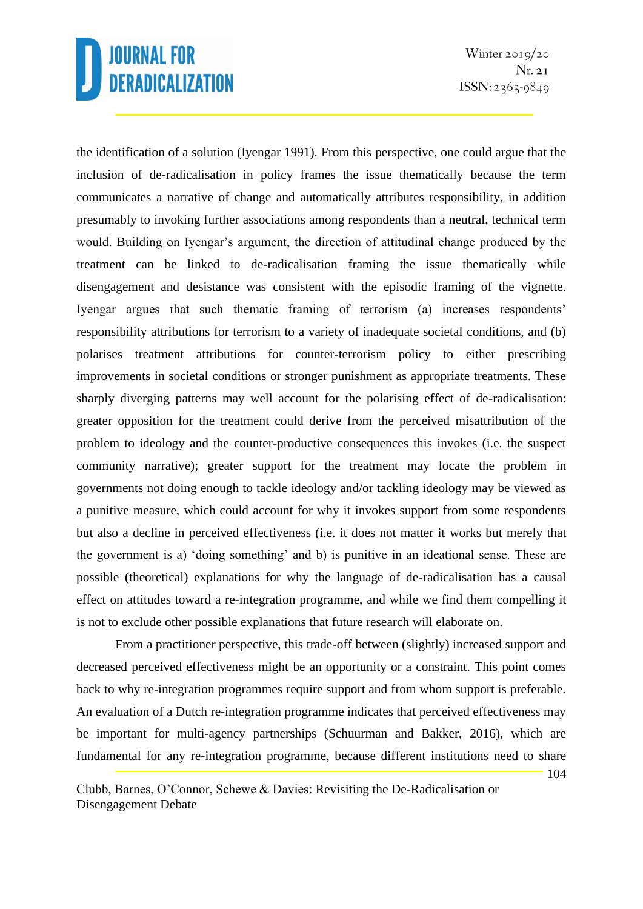the identification of a solution (Iyengar 1991). From this perspective, one could argue that the inclusion of de-radicalisation in policy frames the issue thematically because the term communicates a narrative of change and automatically attributes responsibility, in addition presumably to invoking further associations among respondents than a neutral, technical term would. Building on Iyengar's argument, the direction of attitudinal change produced by the treatment can be linked to de-radicalisation framing the issue thematically while disengagement and desistance was consistent with the episodic framing of the vignette. Iyengar argues that such thematic framing of terrorism (a) increases respondents' responsibility attributions for terrorism to a variety of inadequate societal conditions, and (b) polarises treatment attributions for counter-terrorism policy to either prescribing improvements in societal conditions or stronger punishment as appropriate treatments. These sharply diverging patterns may well account for the polarising effect of de-radicalisation: greater opposition for the treatment could derive from the perceived misattribution of the problem to ideology and the counter-productive consequences this invokes (i.e. the suspect community narrative); greater support for the treatment may locate the problem in governments not doing enough to tackle ideology and/or tackling ideology may be viewed as a punitive measure, which could account for why it invokes support from some respondents but also a decline in perceived effectiveness (i.e. it does not matter it works but merely that the government is a) 'doing something' and b) is punitive in an ideational sense. These are possible (theoretical) explanations for why the language of de-radicalisation has a causal effect on attitudes toward a re-integration programme, and while we find them compelling it is not to exclude other possible explanations that future research will elaborate on.

From a practitioner perspective, this trade-off between (slightly) increased support and decreased perceived effectiveness might be an opportunity or a constraint. This point comes back to why re-integration programmes require support and from whom support is preferable. An evaluation of a Dutch re-integration programme indicates that perceived effectiveness may be important for multi-agency partnerships (Schuurman and Bakker, 2016), which are fundamental for any re-integration programme, because different institutions need to share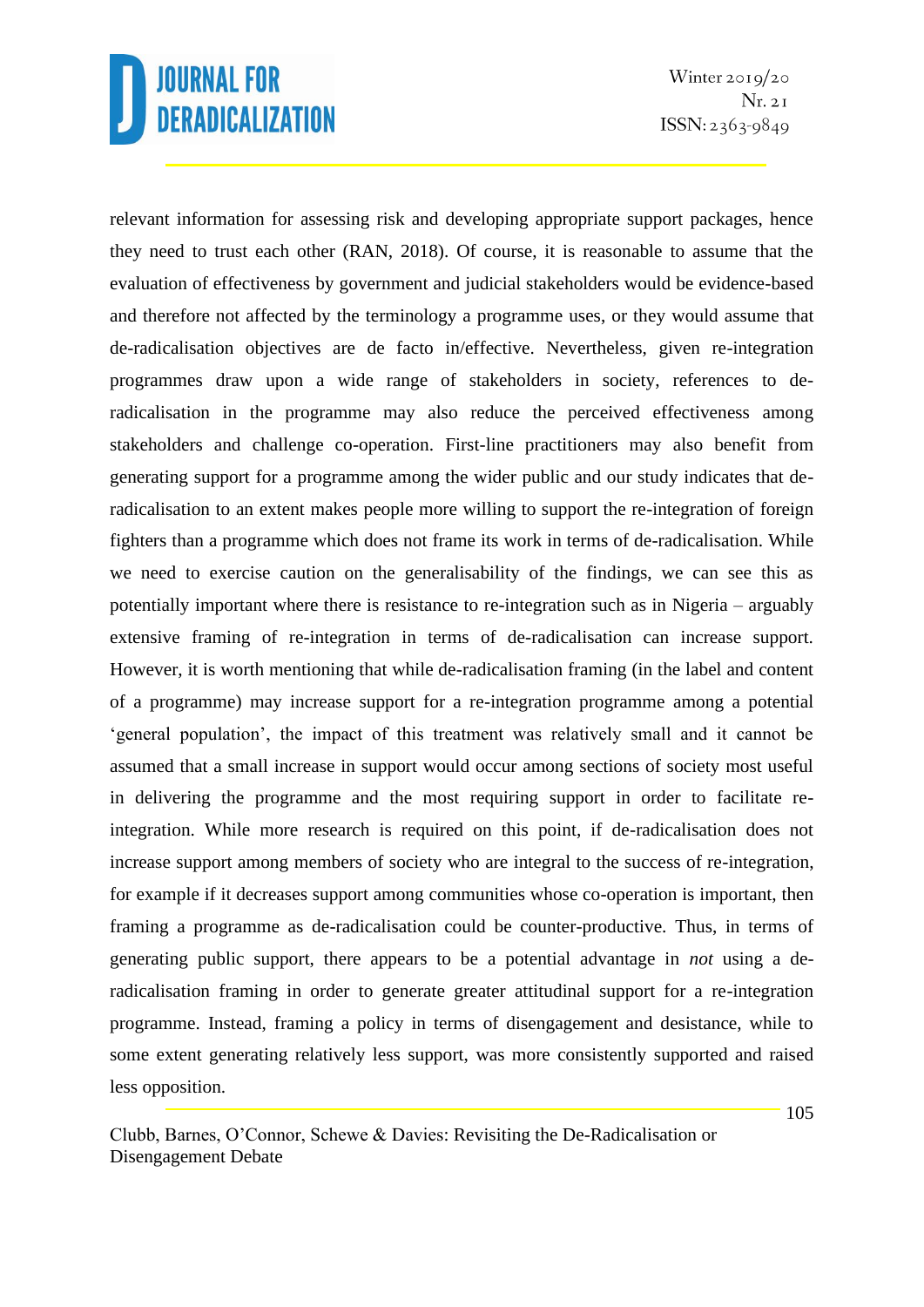relevant information for assessing risk and developing appropriate support packages, hence they need to trust each other (RAN, 2018). Of course, it is reasonable to assume that the evaluation of effectiveness by government and judicial stakeholders would be evidence-based and therefore not affected by the terminology a programme uses, or they would assume that de-radicalisation objectives are de facto in/effective. Nevertheless, given re-integration programmes draw upon a wide range of stakeholders in society, references to de-radicalisation in the programme may also reduce the perceived effectiveness among stakeholders and challenge co-operation. First-line practitioners may also benefit from generating support for a programme among the wider public and our study indicates that de-radicalisation to an extent makes people more willing to support the re-integration of foreign fighters than a programme which does not frame its work in terms of de-radicalisation. While we need to exercise caution on the generalisability of the findings, we can see this as potentially important where there is resistance to re-integration such as in Nigeria – arguably extensive framing of re-integration in terms of de-radicalisation can increase support. However, it is worth mentioning that while de-radicalisation framing (in the label and content of a programme) may increase support for a re-integration programme among a potential 'general population', the impact of this treatment was relatively small and it cannot be assumed that a small increase in support would occur among sections of society most useful in delivering the programme and the most requiring support in order to facilitate re-integration. While more research is required on this point, if de-radicalisation does not increase support among members of society who are integral to the success of re-integration, for example if it decreases support among communities whose co-operation is important, then framing a programme as de-radicalisation could be counter-productive. Thus, in terms of generating public support, there appears to be a potential advantage in *not* using a de-radicalisation framing in order to generate greater attitudinal support for a re-integration programme. Instead, framing a policy in terms of disengagement and desistance, while to some extent generating relatively less support, was more consistently supported and raised less opposition.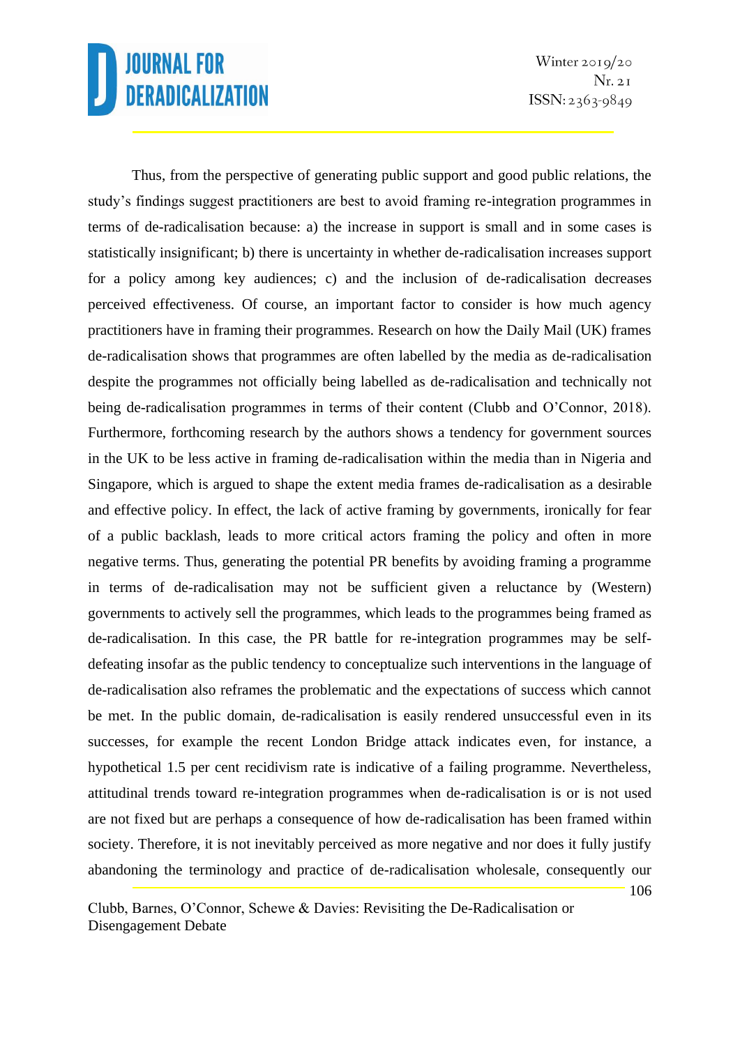Thus, from the perspective of generating public support and good public relations, the study's findings suggest practitioners are best to avoid framing re-integration programmes in terms of de-radicalisation because: a) the increase in support is small and in some cases is statistically insignificant; b) there is uncertainty in whether de-radicalisation increases support for a policy among key audiences; c) and the inclusion of de-radicalisation decreases perceived effectiveness. Of course, an important factor to consider is how much agency practitioners have in framing their programmes. Research on how the Daily Mail (UK) frames de-radicalisation shows that programmes are often labelled by the media as de-radicalisation despite the programmes not officially being labelled as de-radicalisation and technically not being de-radicalisation programmes in terms of their content (Clubb and O'Connor, 2018). Furthermore, forthcoming research by the authors shows a tendency for government sources in the UK to be less active in framing de-radicalisation within the media than in Nigeria and Singapore, which is argued to shape the extent media frames de-radicalisation as a desirable and effective policy. In effect, the lack of active framing by governments, ironically for fear of a public backlash, leads to more critical actors framing the policy and often in more negative terms. Thus, generating the potential PR benefits by avoiding framing a programme in terms of de-radicalisation may not be sufficient given a reluctance by (Western) governments to actively sell the programmes, which leads to the programmes being framed as de-radicalisation. In this case, the PR battle for re-integration programmes may be self-defeating insofar as the public tendency to conceptualize such interventions in the language of de-radicalisation also reframes the problematic and the expectations of success which cannot be met. In the public domain, de-radicalisation is easily rendered unsuccessful even in its successes, for example the recent London Bridge attack indicates even, for instance, a hypothetical 1.5 per cent recidivism rate is indicative of a failing programme. Nevertheless, attitudinal trends toward re-integration programmes when de-radicalisation is or is not used are not fixed but are perhaps a consequence of how de-radicalisation has been framed within society. Therefore, it is not inevitably perceived as more negative and nor does it fully justify abandoning the terminology and practice of de-radicalisation wholesale, consequently our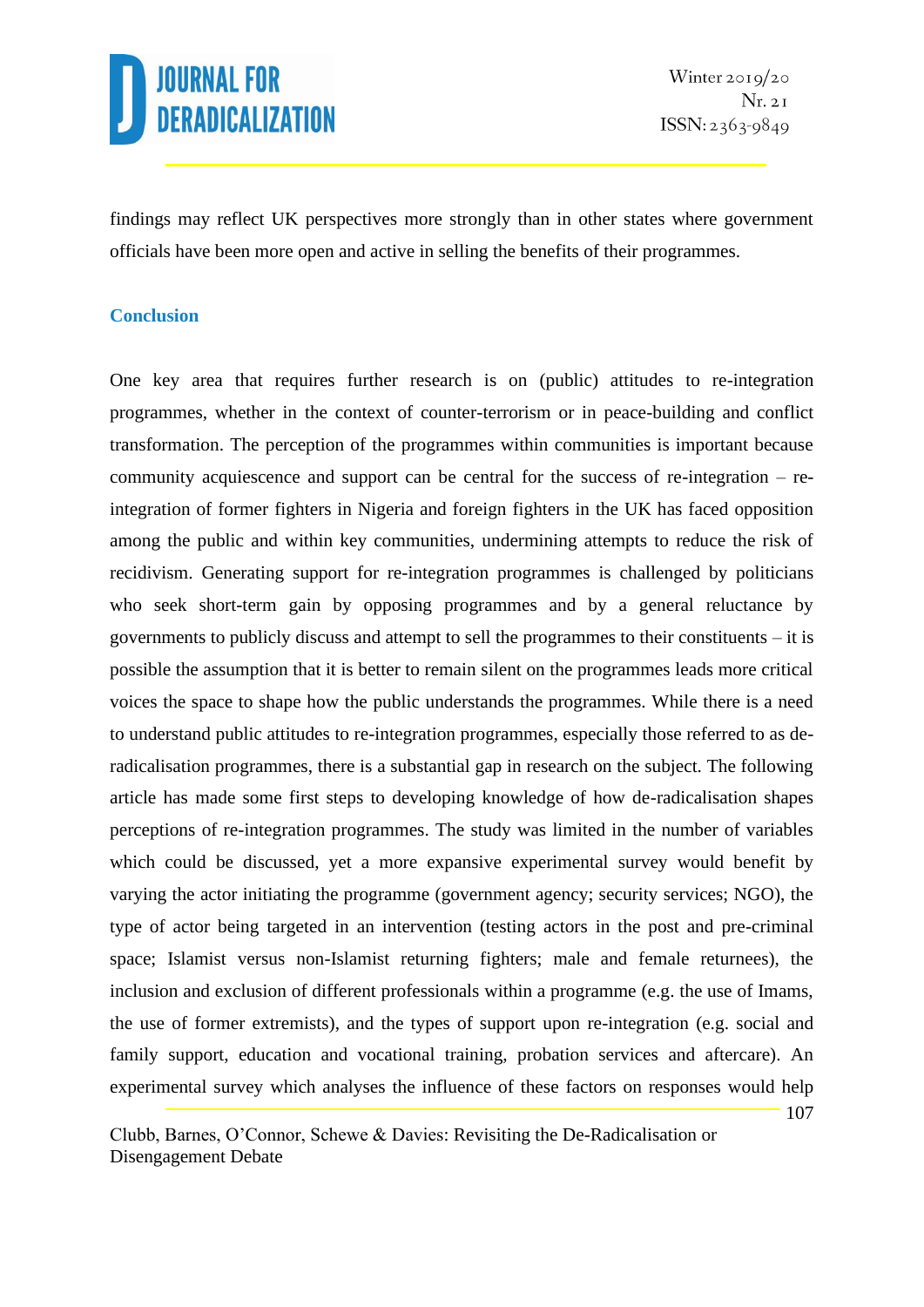findings may reflect UK perspectives more strongly than in other states where government officials have been more open and active in selling the benefits of their programmes.

## Conclusion

One key area that requires further research is on (public) attitudes to re-integration programmes, whether in the context of counter-terrorism or in peace-building and conflict transformation. The perception of the programmes within communities is important because community acquiescence and support can be central for the success of re-integration – re-integration of former fighters in Nigeria and foreign fighters in the UK has faced opposition among the public and within key communities, undermining attempts to reduce the risk of recidivism. Generating support for re-integration programmes is challenged by politicians who seek short-term gain by opposing programmes and by a general reluctance by governments to publicly discuss and attempt to sell the programmes to their constituents – it is possible the assumption that it is better to remain silent on the programmes leads more critical voices the space to shape how the public understands the programmes. While there is a need to understand public attitudes to re-integration programmes, especially those referred to as de-radicalisation programmes, there is a substantial gap in research on the subject. The following article has made some first steps to developing knowledge of how de-radicalisation shapes perceptions of re-integration programmes. The study was limited in the number of variables which could be discussed, yet a more expansive experimental survey would benefit by varying the actor initiating the programme (government agency; security services; NGO), the type of actor being targeted in an intervention (testing actors in the post and pre-criminal space; Islamist versus non-Islamist returning fighters; male and female returnees), the inclusion and exclusion of different professionals within a programme (e.g. the use of Imams, the use of former extremists), and the types of support upon re-integration (e.g. social and family support, education and vocational training, probation services and aftercare). An experimental survey which analyses the influence of these factors on responses would help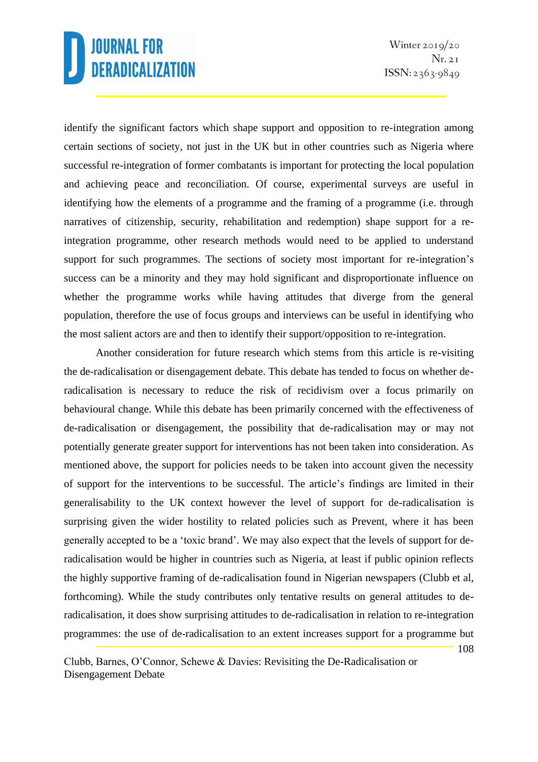identify the significant factors which shape support and opposition to re-integration among certain sections of society, not just in the UK but in other countries such as Nigeria where successful re-integration of former combatants is important for protecting the local population and achieving peace and reconciliation. Of course, experimental surveys are useful in identifying how the elements of a programme and the framing of a programme (i.e. through narratives of citizenship, security, rehabilitation and redemption) shape support for a re-integration programme, other research methods would need to be applied to understand support for such programmes. The sections of society most important for re-integration's success can be a minority and they may hold significant and disproportionate influence on whether the programme works while having attitudes that diverge from the general population, therefore the use of focus groups and interviews can be useful in identifying who the most salient actors are and then to identify their support/opposition to re-integration.

Another consideration for future research which stems from this article is re-visiting the de-radicalisation or disengagement debate. This debate has tended to focus on whether de-radicalisation is necessary to reduce the risk of recidivism over a focus primarily on behavioural change. While this debate has been primarily concerned with the effectiveness of de-radicalisation or disengagement, the possibility that de-radicalisation may or may not potentially generate greater support for interventions has not been taken into consideration. As mentioned above, the support for policies needs to be taken into account given the necessity of support for the interventions to be successful. The article's findings are limited in their generalisability to the UK context however the level of support for de-radicalisation is surprising given the wider hostility to related policies such as Prevent, where it has been generally accepted to be a 'toxic brand'. We may also expect that the levels of support for de-radicalisation would be higher in countries such as Nigeria, at least if public opinion reflects the highly supportive framing of de-radicalisation found in Nigerian newspapers (Clubb et al, forthcoming). While the study contributes only tentative results on general attitudes to de-radicalisation, it does show surprising attitudes to de-radicalisation in relation to re-integration programmes: the use of de-radicalisation to an extent increases support for a programme but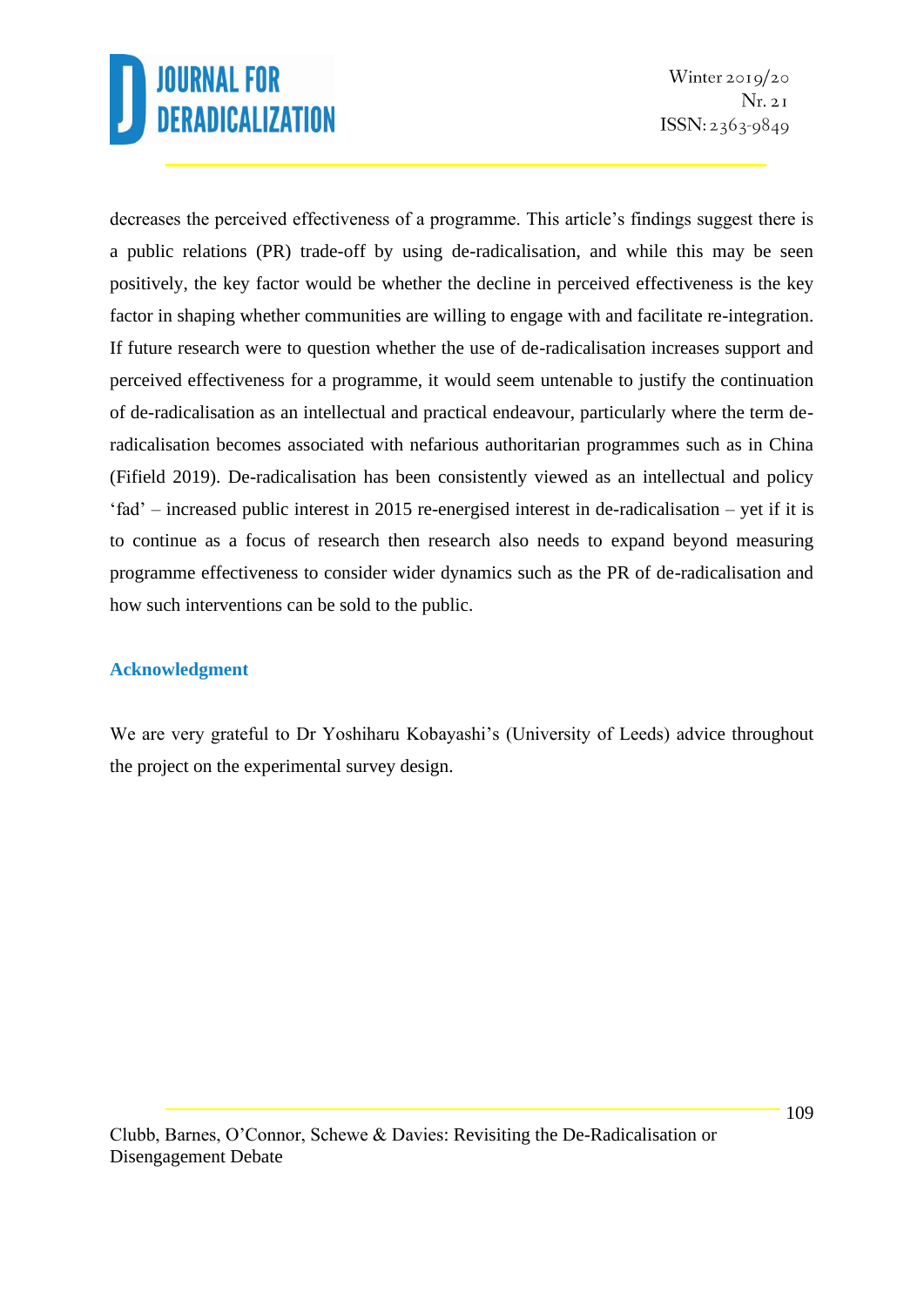decreases the perceived effectiveness of a programme. This article's findings suggest there is a public relations (PR) trade-off by using de-radicalisation, and while this may be seen positively, the key factor would be whether the decline in perceived effectiveness is the key factor in shaping whether communities are willing to engage with and facilitate re-integration. If future research were to question whether the use of de-radicalisation increases support and perceived effectiveness for a programme, it would seem untenable to justify the continuation of de-radicalisation as an intellectual and practical endeavour, particularly where the term de-radicalisation becomes associated with nefarious authoritarian programmes such as in China (Fifield 2019). De-radicalisation has been consistently viewed as an intellectual and policy 'fad' – increased public interest in 2015 re-energised interest in de-radicalisation – yet if it is to continue as a focus of research then research also needs to expand beyond measuring programme effectiveness to consider wider dynamics such as the PR of de-radicalisation and how such interventions can be sold to the public.

## Acknowledgment

We are very grateful to Dr Yoshiharu Kobayashi's (University of Leeds) advice throughout the project on the experimental survey design.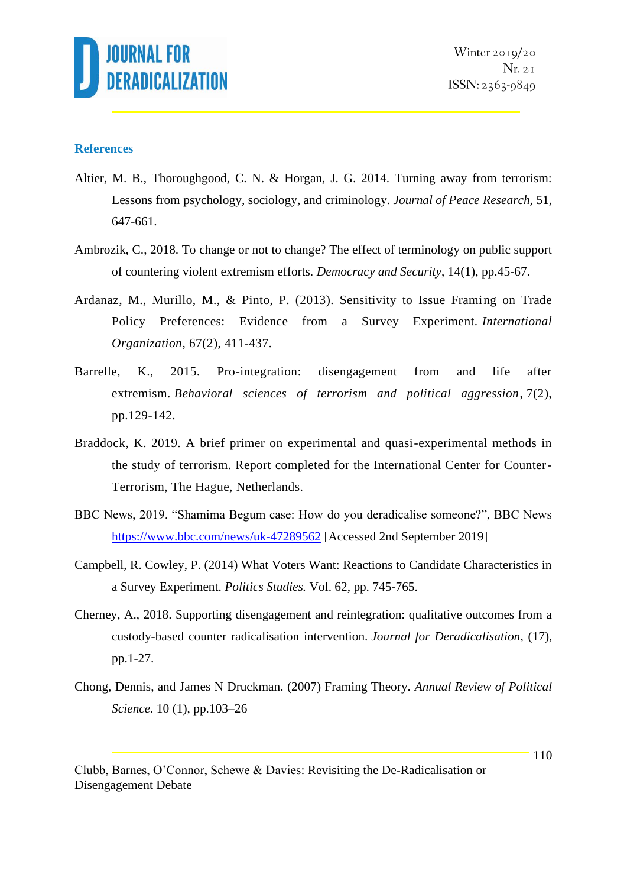### References

Altier, M. B., Thoroughgood, C. N. & Horgan, J. G. 2014. Turning away from terrorism: Lessons from psychology, sociology, and criminology. *Journal of Peace Research*, 51, 647-661.

Ambrozik, C., 2018. To change or not to change? The effect of terminology on public support of countering violent extremism efforts. *Democracy and Security*, 14(1), pp.45-67.

Ardanaz, M., Murillo, M., & Pinto, P. (2013). Sensitivity to Issue Framing on Trade Policy Preferences: Evidence from a Survey Experiment. *International Organization*, 67(2), 411-437.

Barrelle, K., 2015. Pro-integration: disengagement from and life after extremism. *Behavioral sciences of terrorism and political aggression*, 7(2), pp.129-142.

Braddock, K. 2019. A brief primer on experimental and quasi-experimental methods in the study of terrorism. Report completed for the International Center for Counter-Terrorism, The Hague, Netherlands.

BBC News, 2019. "Shamima Begum case: How do you deradicalise someone?", BBC News https://www.bbc.com/news/uk-47289562 [Accessed 2nd September 2019]

Campbell, R. Cowley, P. (2014) What Voters Want: Reactions to Candidate Characteristics in a Survey Experiment. *Politics Studies.* Vol. 62, pp. 745-765.

Cherney, A., 2018. Supporting disengagement and reintegration: qualitative outcomes from a custody-based counter radicalisation intervention. *Journal for Deradicalisation*, (17), pp.1-27.

Chong, Dennis, and James N Druckman. (2007) Framing Theory. *Annual Review of Political Science.* 10 (1), pp.103–26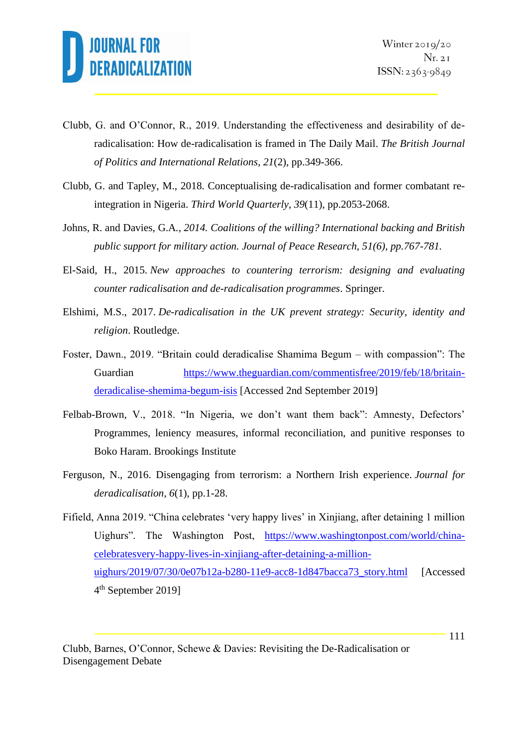Clubb, G. and O'Connor, R., 2019. Understanding the effectiveness and desirability of de-radicalisation: How de-radicalisation is framed in The Daily Mail. *The British Journal of Politics and International Relations*, *21*(2), pp.349-366.

Clubb, G. and Tapley, M., 2018. Conceptualising de-radicalisation and former combatant re-integration in Nigeria. *Third World Quarterly*, *39*(11), pp.2053-2068.

Johns, R. and Davies, G.A., *2014. Coalitions of the willing? International backing and British public support for military action. Journal of Peace Research, 51(6), pp.767-781.*

El-Said, H., 2015. *New approaches to countering terrorism: designing and evaluating counter radicalisation and de-radicalisation programmes*. Springer.

Elshimi, M.S., 2017. *De-radicalisation in the UK prevent strategy: Security, identity and religion*. Routledge.

Foster, Dawn., 2019. "Britain could deradicalise Shamima Begum – with compassion": The Guardian https://www.theguardian.com/commentisfree/2019/feb/18/britain-deradicalise-shemima-begum-isis [Accessed 2nd September 2019]

Felbab-Brown, V., 2018. "In Nigeria, we don't want them back": Amnesty, Defectors' Programmes, leniency measures, informal reconciliation, and punitive responses to Boko Haram. Brookings Institute

Ferguson, N., 2016. Disengaging from terrorism: a Northern Irish experience. *Journal for deradicalisation*, *6*(1), pp.1-28.

Fifield, Anna 2019. "China celebrates 'very happy lives' in Xinjiang, after detaining 1 million Uighurs". The Washington Post, https://www.washingtonpost.com/world/china-celebratesvery-happy-lives-in-xinjiang-after-detaining-a-million-uighurs/2019/07/30/0e07b12a-b280-11e9-acc8-1d847bacca73_story.html [Accessed 4th September 2019]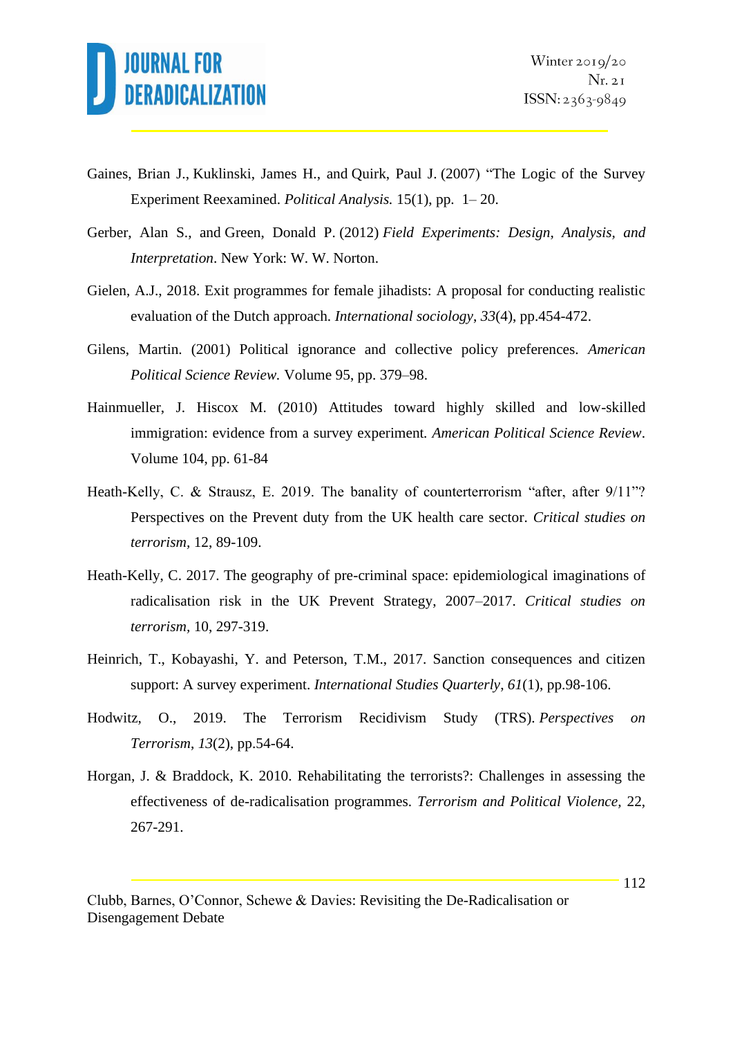Gaines, Brian J., Kuklinski, James H., and Quirk, Paul J. (2007) "The Logic of the Survey Experiment Reexamined. *Political Analysis.* 15(1), pp. 1– 20.

Gerber, Alan S., and Green, Donald P. (2012) *Field Experiments: Design, Analysis, and Interpretation*. New York: W. W. Norton.

Gielen, A.J., 2018. Exit programmes for female jihadists: A proposal for conducting realistic evaluation of the Dutch approach. *International sociology*, *33*(4), pp.454-472.

Gilens, Martin. (2001) Political ignorance and collective policy preferences. *American Political Science Review.* Volume 95, pp. 379–98.

Hainmueller, J. Hiscox M. (2010) Attitudes toward highly skilled and low-skilled immigration: evidence from a survey experiment. *American Political Science Review*. Volume 104, pp. 61-84

Heath-Kelly, C. & Strausz, E. 2019. The banality of counterterrorism "after, after 9/11"? Perspectives on the Prevent duty from the UK health care sector. *Critical studies on terrorism,* 12, 89-109.

Heath-Kelly, C. 2017. The geography of pre-criminal space: epidemiological imaginations of radicalisation risk in the UK Prevent Strategy, 2007–2017. *Critical studies on terrorism,* 10, 297-319.

Heinrich, T., Kobayashi, Y. and Peterson, T.M., 2017. Sanction consequences and citizen support: A survey experiment. *International Studies Quarterly*, *61*(1), pp.98-106.

Hodwitz, O., 2019. The Terrorism Recidivism Study (TRS). *Perspectives on Terrorism*, *13*(2), pp.54-64.

Horgan, J. & Braddock, K. 2010. Rehabilitating the terrorists?: Challenges in assessing the effectiveness of de-radicalisation programmes. *Terrorism and Political Violence,* 22, 267-291.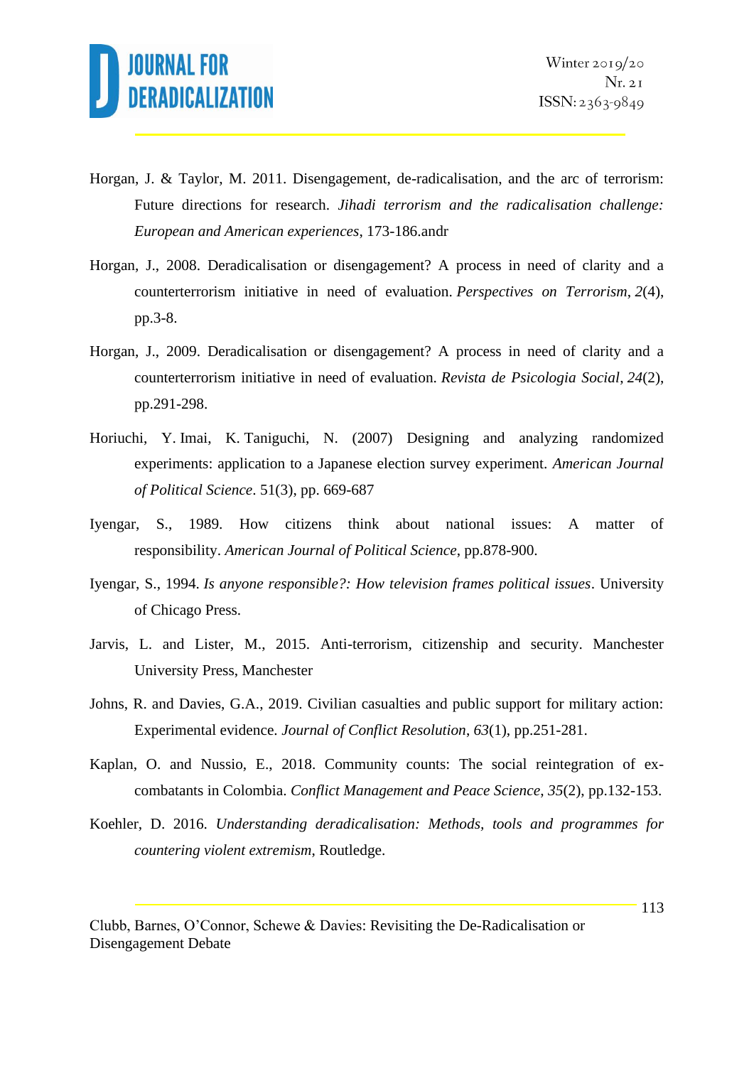Horgan, J. & Taylor, M. 2011. Disengagement, de-radicalisation, and the arc of terrorism: Future directions for research. *Jihadi terrorism and the radicalisation challenge: European and American experiences*, 173-186.andr

Horgan, J., 2008. Deradicalisation or disengagement? A process in need of clarity and a counterterrorism initiative in need of evaluation. *Perspectives on Terrorism*, *2*(4), pp.3-8.

Horgan, J., 2009. Deradicalisation or disengagement? A process in need of clarity and a counterterrorism initiative in need of evaluation. *Revista de Psicologia Social*, *24*(2), pp.291-298.

Horiuchi, Y. Imai, K. Taniguchi, N. (2007) Designing and analyzing randomized experiments: application to a Japanese election survey experiment. *American Journal of Political Science*. 51(3), pp. 669-687

Iyengar, S., 1989. How citizens think about national issues: A matter of responsibility. *American Journal of Political Science*, pp.878-900.

Iyengar, S., 1994. *Is anyone responsible?: How television frames political issues*. University of Chicago Press.

Jarvis, L. and Lister, M., 2015. Anti-terrorism, citizenship and security. Manchester University Press, Manchester

Johns, R. and Davies, G.A., 2019. Civilian casualties and public support for military action: Experimental evidence. *Journal of Conflict Resolution*, *63*(1), pp.251-281.

Kaplan, O. and Nussio, E., 2018. Community counts: The social reintegration of ex-combatants in Colombia. *Conflict Management and Peace Science*, *35*(2), pp.132-153.

Koehler, D. 2016. *Understanding deradicalisation: Methods, tools and programmes for countering violent extremism*, Routledge.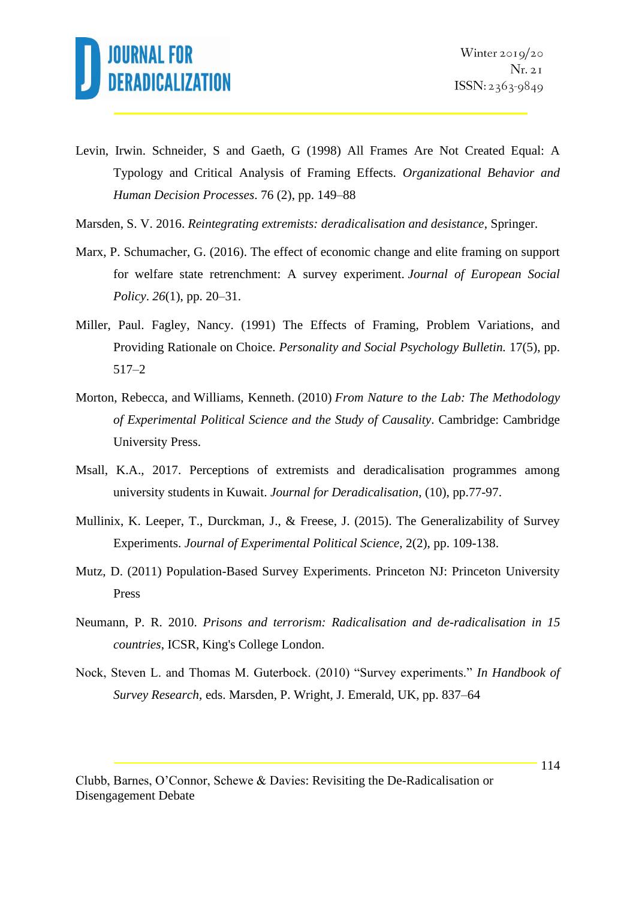Levin, Irwin. Schneider, S and Gaeth, G (1998) All Frames Are Not Created Equal: A Typology and Critical Analysis of Framing Effects. *Organizational Behavior and Human Decision Processes*. 76 (2), pp. 149–88

Marsden, S. V. 2016. *Reintegrating extremists: deradicalisation and desistance*, Springer.

Marx, P. Schumacher, G. (2016). The effect of economic change and elite framing on support for welfare state retrenchment: A survey experiment. *Journal of European Social Policy*. *26*(1), pp. 20–31.

Miller, Paul. Fagley, Nancy. (1991) The Effects of Framing, Problem Variations, and Providing Rationale on Choice. *Personality and Social Psychology Bulletin.* 17(5), pp. 517–2

Morton, Rebecca, and Williams, Kenneth. (2010) *From Nature to the Lab: The Methodology of Experimental Political Science and the Study of Causality*. Cambridge: Cambridge University Press.

Msall, K.A., 2017. Perceptions of extremists and deradicalisation programmes among university students in Kuwait. *Journal for Deradicalisation*, (10), pp.77-97.

Mullinix, K. Leeper, T., Durckman, J., & Freese, J. (2015). The Generalizability of Survey Experiments. *Journal of Experimental Political Science*, 2(2), pp. 109-138.

Mutz, D. (2011) Population-Based Survey Experiments. Princeton NJ: Princeton University Press

Neumann, P. R. 2010. *Prisons and terrorism: Radicalisation and de-radicalisation in 15 countries*, ICSR, King's College London.

Nock, Steven L. and Thomas M. Guterbock. (2010) "Survey experiments." *In Handbook of Survey Research*, eds. Marsden, P. Wright, J. Emerald, UK, pp. 837–64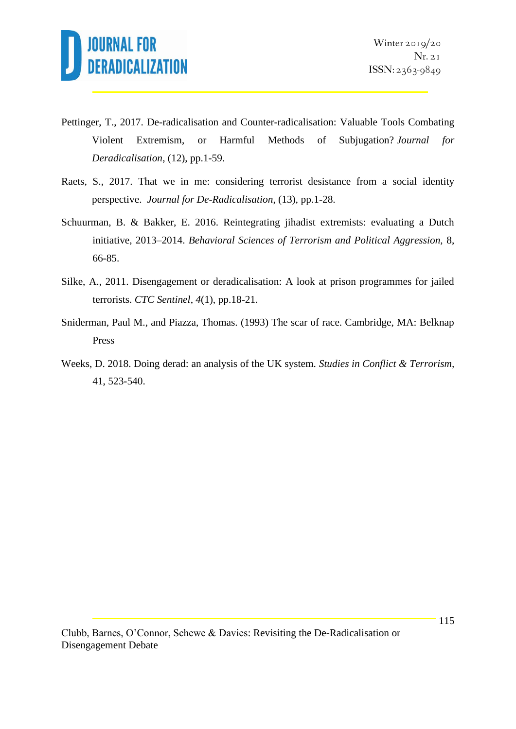Pettinger, T., 2017. De-radicalisation and Counter-radicalisation: Valuable Tools Combating Violent Extremism, or Harmful Methods of Subjugation? *Journal for Deradicalisation*, (12), pp.1-59.

Raets, S., 2017. That we in me: considering terrorist desistance from a social identity perspective. *Journal for De-Radicalisation*, (13), pp.1-28.

Schuurman, B. & Bakker, E. 2016. Reintegrating jihadist extremists: evaluating a Dutch initiative, 2013–2014. *Behavioral Sciences of Terrorism and Political Aggression*, 8, 66-85.

Silke, A., 2011. Disengagement or deradicalisation: A look at prison programmes for jailed terrorists. *CTC Sentinel*, *4*(1), pp.18-21.

Sniderman, Paul M., and Piazza, Thomas. (1993) The scar of race. Cambridge, MA: Belknap Press

Weeks, D. 2018. Doing derad: an analysis of the UK system. *Studies in Conflict & Terrorism*, 41, 523-540.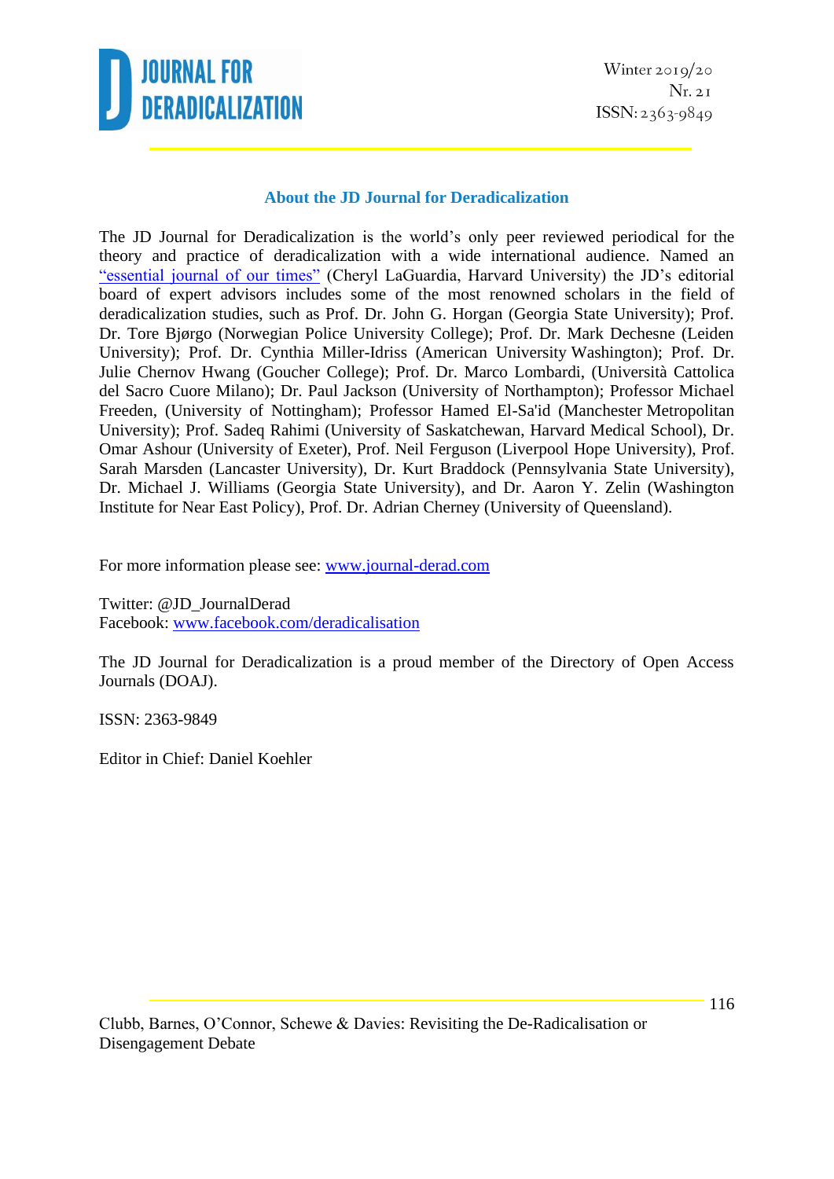## About the JD Journal for Deradicalization

The JD Journal for Deradicalization is the world's only peer reviewed periodical for the theory and practice of deradicalization with a wide international audience. Named an "essential journal of our times" (Cheryl LaGuardia, Harvard University) the JD's editorial board of expert advisors includes some of the most renowned scholars in the field of deradicalization studies, such as Prof. Dr. John G. Horgan (Georgia State University); Prof. Dr. Tore Bjørgo (Norwegian Police University College); Prof. Dr. Mark Dechesne (Leiden University); Prof. Dr. Cynthia Miller-Idriss (American University Washington); Prof. Dr. Julie Chernov Hwang (Goucher College); Prof. Dr. Marco Lombardi, (Università Cattolica del Sacro Cuore Milano); Dr. Paul Jackson (University of Northampton); Professor Michael Freeden, (University of Nottingham); Professor Hamed El-Sa'id (Manchester Metropolitan University); Prof. Sadeq Rahimi (University of Saskatchewan, Harvard Medical School), Dr. Omar Ashour (University of Exeter), Prof. Neil Ferguson (Liverpool Hope University), Prof. Sarah Marsden (Lancaster University), Dr. Kurt Braddock (Pennsylvania State University), Dr. Michael J. Williams (Georgia State University), and Dr. Aaron Y. Zelin (Washington Institute for Near East Policy), Prof. Dr. Adrian Cherney (University of Queensland).

For more information please see: www.journal-derad.com

Twitter: @JD_JournalDerad
Facebook: www.facebook.com/deradicalisation

The JD Journal for Deradicalization is a proud member of the Directory of Open Access Journals (DOAJ).

ISSN: 2363-9849

Editor in Chief: Daniel Koehler